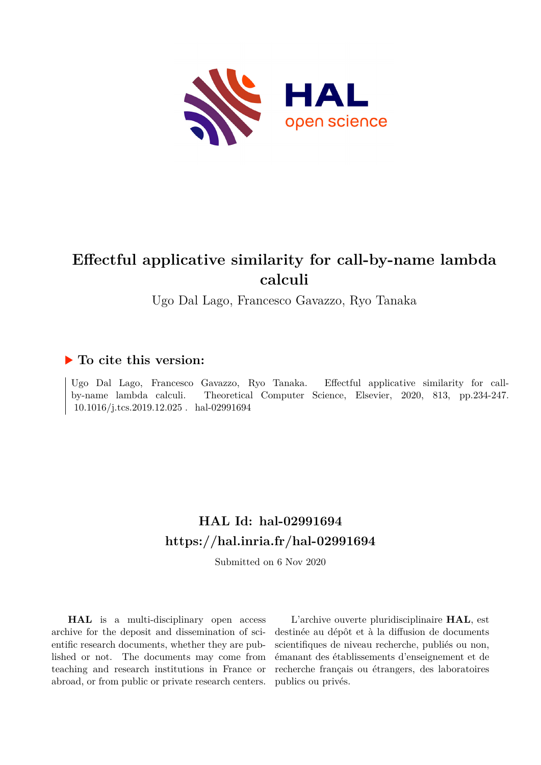# Effectful applicative similarity for call-by-name lambda calculi

Ugo Dal Lago, Francesco Gavazzo, Ryo Tanaka

## ▶ To cite this version:

Ugo Dal Lago, Francesco Gavazzo, Ryo Tanaka. Effectful applicative similarity for call-by-name lambda calculi. Theoretical Computer Science, Elsevier, 2020, 813, pp.234-247. 10.1016/j.tcs.2019.12.025. hal-02991694

## HAL Id: hal-02991694

## https://hal.inria.fr/hal-02991694

Submitted on 6 Nov 2020

**HAL** is a multi-disciplinary open access archive for the deposit and dissemination of scientific research documents, whether they are published or not. The documents may come from teaching and research institutions in France or abroad, or from public or private research centers.

L'archive ouverte pluridisciplinaire **HAL**, est destinée au dépôt et à la diffusion de documents scientifiques de niveau recherche, publiés ou non, émanant des établissements d'enseignement et de recherche français ou étrangers, des laboratoires publics ou privés.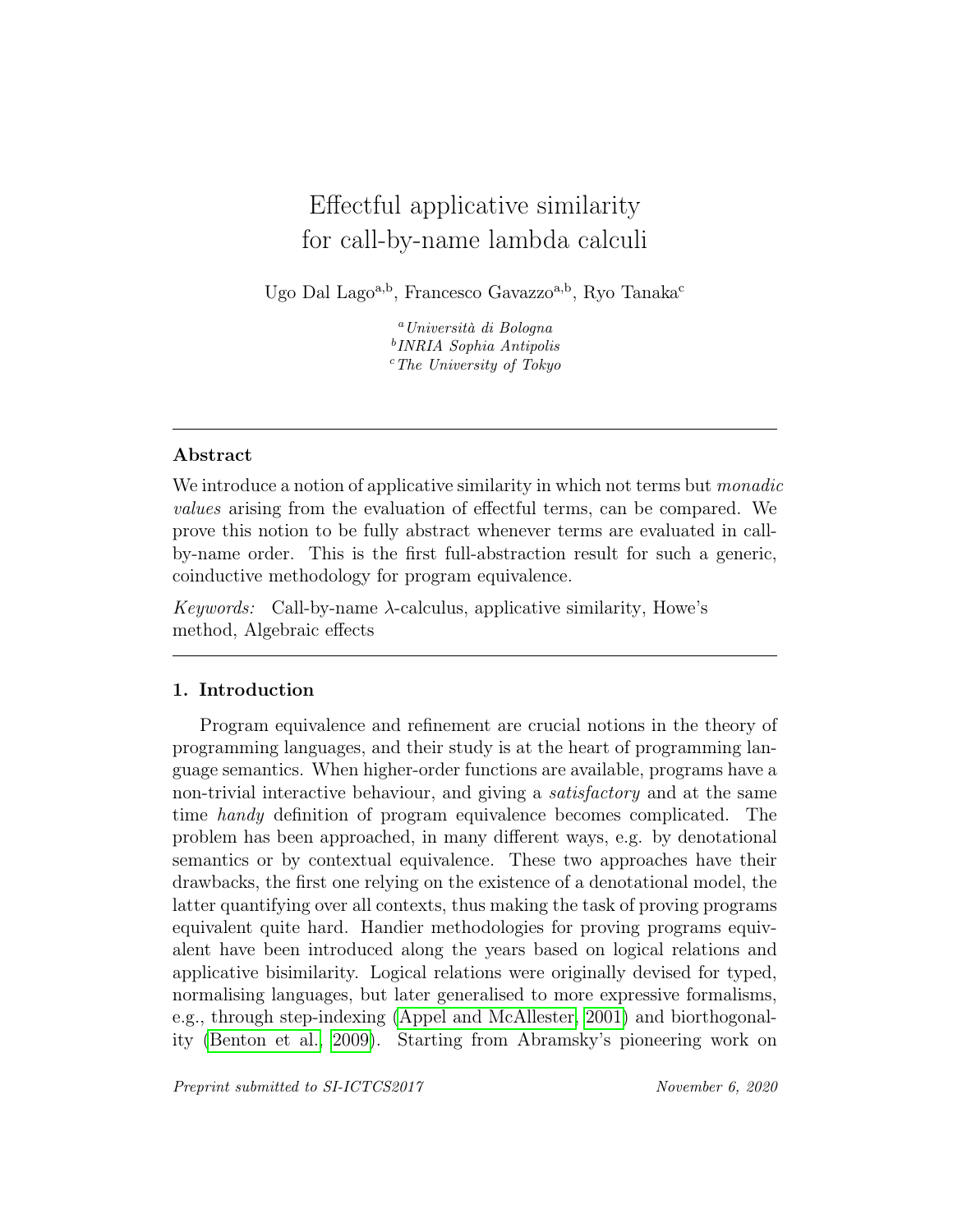# Effectful applicative similarity for call-by-name lambda calculi

Ugo Dal Lago[a,b], Francesco Gavazzo[a,b], Ryo Tanaka[c]

[a] *Università di Bologna*
[b] *INRIA Sophia Antipolis*
[c] *The University of Tokyo*

---

## Abstract

We introduce a notion of applicative similarity in which not terms but *monadic values* arising from the evaluation of effectful terms, can be compared. We prove this notion to be fully abstract whenever terms are evaluated in call-by-name order. This is the first full-abstraction result for such a generic, coinductive methodology for program equivalence.

*Keywords:* Call-by-name $\lambda$-calculus, applicative similarity, Howe's method, Algebraic effects

---

## 1. Introduction

Program equivalence and refinement are crucial notions in the theory of programming languages, and their study is at the heart of programming language semantics. When higher-order functions are available, programs have a non-trivial interactive behaviour, and giving a *satisfactory* and at the same time *handy* definition of program equivalence becomes complicated. The problem has been approached, in many different ways, e.g. by denotational semantics or by contextual equivalence. These two approaches have their drawbacks, the first one relying on the existence of a denotational model, the latter quantifying over all contexts, thus making the task of proving programs equivalent quite hard. Handier methodologies for proving programs equivalent have been introduced along the years based on logical relations and applicative bisimilarity. Logical relations were originally devised for typed, normalising languages, but later generalised to more expressive formalisms, e.g., through step-indexing (Appel and McAllester, 2001) and biorthogonality (Benton et al., 2009). Starting from Abramsky's pioneering work on

*Preprint submitted to SI-ICTCS2017* November 6, 2020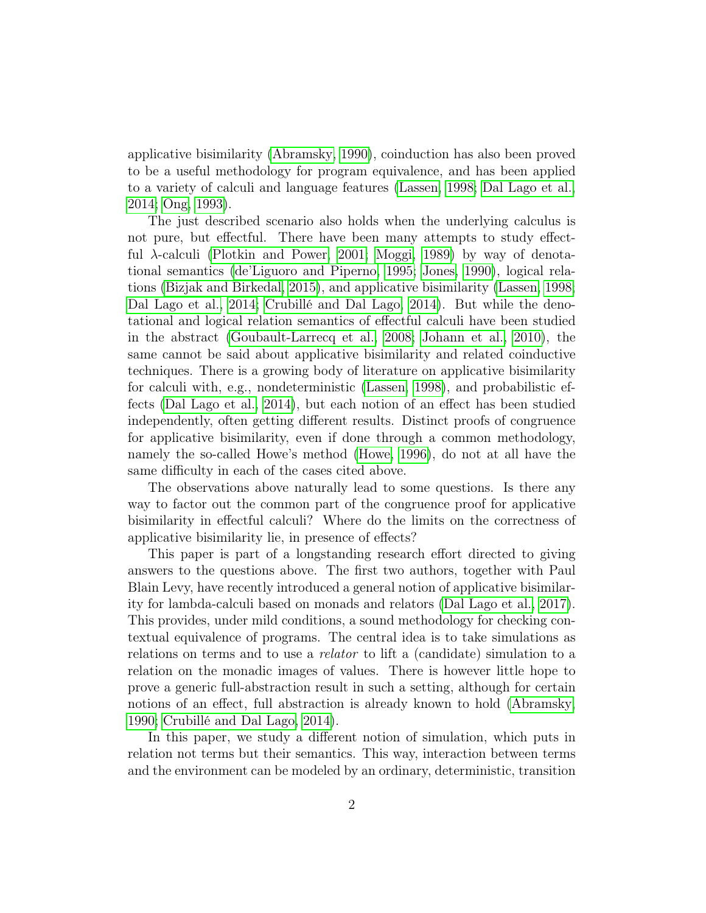applicative bisimilarity (Abramsky, 1990), coinduction has also been proved to be a useful methodology for program equivalence, and has been applied to a variety of calculi and language features (Lassen, 1998; Dal Lago et al., 2014; Ong, 1993).

The just described scenario also holds when the underlying calculus is not pure, but effectful. There have been many attempts to study effectful $\lambda$-calculi (Plotkin and Power, 2001; Moggi, 1989) by way of denotational semantics (de'Liguoro and Piperno, 1995; Jones, 1990), logical relations (Bizjak and Birkedal, 2015), and applicative bisimilarity (Lassen, 1998; Dal Lago et al., 2014; Crubillé and Dal Lago, 2014). But while the denotational and logical relation semantics of effectful calculi have been studied in the abstract (Goubault-Larrecq et al., 2008; Johann et al., 2010), the same cannot be said about applicative bisimilarity and related coinductive techniques. There is a growing body of literature on applicative bisimilarity for calculi with, e.g., nondeterministic (Lassen, 1998), and probabilistic effects (Dal Lago et al., 2014), but each notion of an effect has been studied independently, often getting different results. Distinct proofs of congruence for applicative bisimilarity, even if done through a common methodology, namely the so-called Howe's method (Howe, 1996), do not at all have the same difficulty in each of the cases cited above.

The observations above naturally lead to some questions. Is there any way to factor out the common part of the congruence proof for applicative bisimilarity in effectful calculi? Where do the limits on the correctness of applicative bisimilarity lie, in presence of effects?

This paper is part of a longstanding research effort directed to giving answers to the questions above. The first two authors, together with Paul Blain Levy, have recently introduced a general notion of applicative bisimilarity for lambda-calculi based on monads and relators (Dal Lago et al., 2017). This provides, under mild conditions, a sound methodology for checking contextual equivalence of programs. The central idea is to take simulations as relations on terms and to use a *relator* to lift a (candidate) simulation to a relation on the monadic images of values. There is however little hope to prove a generic full-abstraction result in such a setting, although for certain notions of an effect, full abstraction is already known to hold (Abramsky, 1990; Crubillé and Dal Lago, 2014).

In this paper, we study a different notion of simulation, which puts in relation not terms but their semantics. This way, interaction between terms and the environment can be modeled by an ordinary, deterministic, transition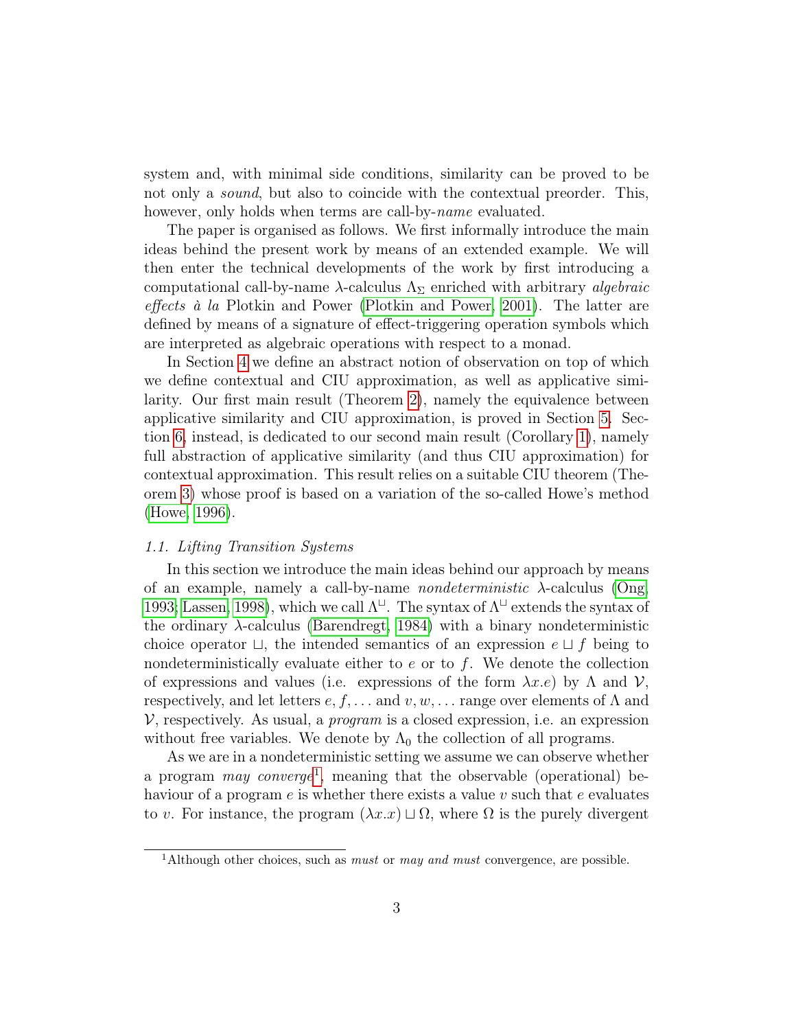system and, with minimal side conditions, similarity can be proved to be not only a *sound*, but also to coincide with the contextual preorder. This, however, only holds when terms are call-by-*name* evaluated.

The paper is organised as follows. We first informally introduce the main ideas behind the present work by means of an extended example. We will then enter the technical developments of the work by first introducing a computational call-by-name $\lambda$-calculus $\Lambda_\Sigma$ enriched with arbitrary *algebraic effects à la* Plotkin and Power (Plotkin and Power, 2001). The latter are defined by means of a signature of effect-triggering operation symbols which are interpreted as algebraic operations with respect to a monad.

In Section 4 we define an abstract notion of observation on top of which we define contextual and CIU approximation, as well as applicative similarity. Our first main result (Theorem 2), namely the equivalence between applicative similarity and CIU approximation, is proved in Section 5. Section 6, instead, is dedicated to our second main result (Corollary 1), namely full abstraction of applicative similarity (and thus CIU approximation) for contextual approximation. This result relies on a suitable CIU theorem (Theorem 3) whose proof is based on a variation of the so-called Howe's method (Howe, 1996).

### *1.1. Lifting Transition Systems*

In this section we introduce the main ideas behind our approach by means of an example, namely a call-by-name *nondeterministic* $\lambda$-calculus (Ong, 1993; Lassen, 1998), which we call $\Lambda^{\sqcup}$. The syntax of $\Lambda^{\sqcup}$ extends the syntax of the ordinary $\lambda$-calculus (Barendregt, 1984) with a binary nondeterministic choice operator $\sqcup$, the intended semantics of an expression $e \sqcup f$ being to nondeterministically evaluate either to $e$ or to $f$. We denote the collection of expressions and values (i.e. expressions of the form $\lambda x.e$) by $\Lambda$ and $\mathcal{V}$, respectively, and let letters $e, f, \ldots$ and $v, w, \ldots$ range over elements of $\Lambda$ and $\mathcal{V}$, respectively. As usual, a *program* is a closed expression, i.e. an expression without free variables. We denote by $\Lambda_0$ the collection of all programs.

As we are in a nondeterministic setting we assume we can observe whether a program *may converge*[1], meaning that the observable (operational) behaviour of a program $e$ is whether there exists a value $v$ such that $e$ evaluates to $v$. For instance, the program $(\lambda x.x) \sqcup \Omega$, where $\Omega$ is the purely divergent

[1] Although other choices, such as *must* or *may and must* convergence, are possible.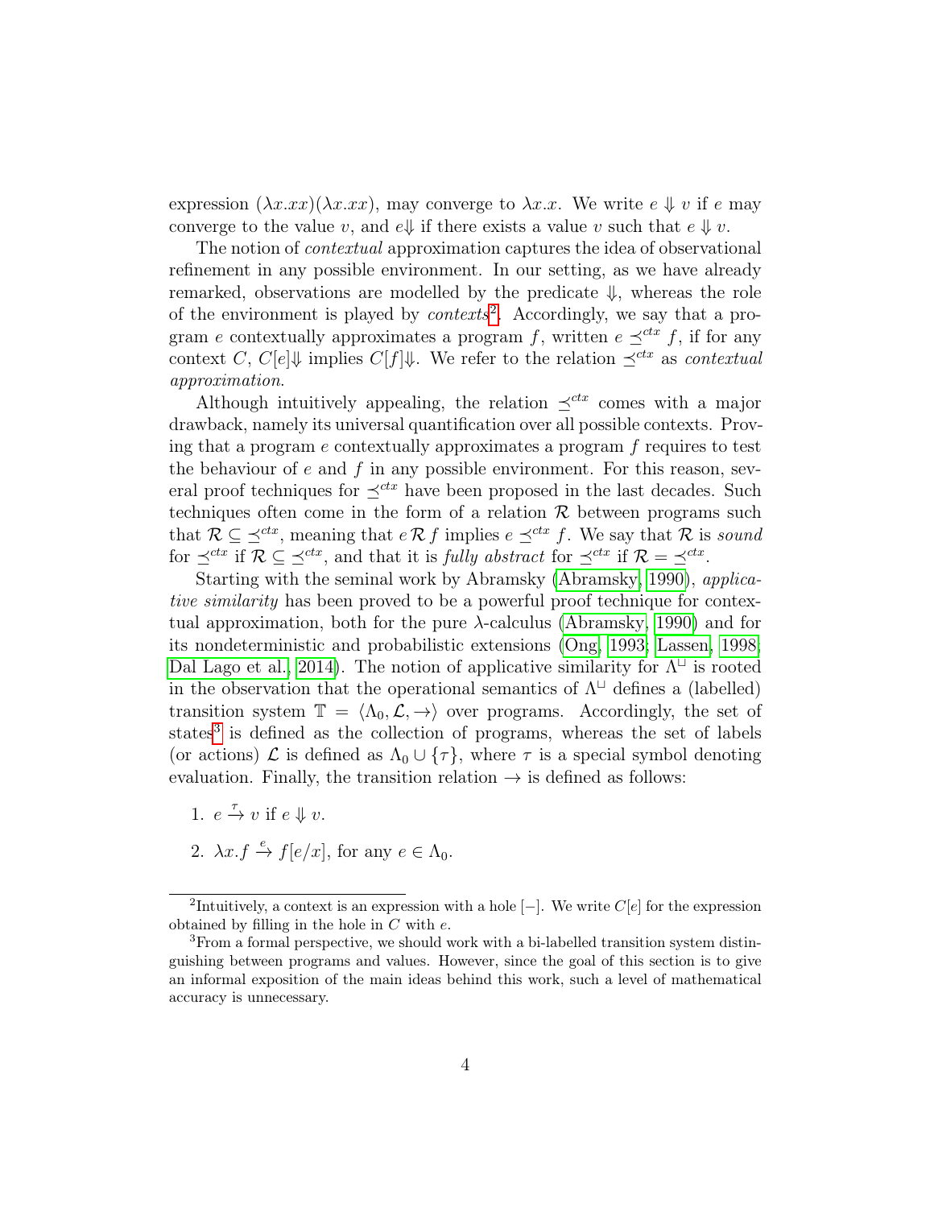expression $(\lambda x.xx)(\lambda x.xx)$, may converge to $\lambda x.x$. We write $e \Downarrow v$ if $e$ may converge to the value $v$, and $e\Downarrow$ if there exists a value $v$ such that $e \Downarrow v$.

The notion of *contextual* approximation captures the idea of observational refinement in any possible environment. In our setting, as we have already remarked, observations are modelled by the predicate $\Downarrow$, whereas the role of the environment is played by *contexts*[2]. Accordingly, we say that a program $e$ contextually approximates a program $f$, written $e \preceq^{ctx} f$, if for any context $C$, $C[e]\Downarrow$ implies $C[f]\Downarrow$. We refer to the relation $\preceq^{ctx}$ as *contextual approximation*.

Although intuitively appealing, the relation $\preceq^{ctx}$ comes with a major drawback, namely its universal quantification over all possible contexts. Proving that a program $e$ contextually approximates a program $f$ requires to test the behaviour of $e$ and $f$ in any possible environment. For this reason, several proof techniques for $\preceq^{ctx}$ have been proposed in the last decades. Such techniques often come in the form of a relation $\mathcal{R}$ between programs such that $\mathcal{R} \subseteq \preceq^{ctx}$, meaning that $e \mathcal{R} f$ implies $e \preceq^{ctx} f$. We say that $\mathcal{R}$ is *sound* for $\preceq^{ctx}$ if $\mathcal{R} \subseteq \preceq^{ctx}$, and that it is *fully abstract* for $\preceq^{ctx}$ if $\mathcal{R} = \preceq^{ctx}$.

Starting with the seminal work by Abramsky (Abramsky, 1990), *applicative similarity* has been proved to be a powerful proof technique for contextual approximation, both for the pure $\lambda$-calculus (Abramsky, 1990) and for its nondeterministic and probabilistic extensions (Ong, 1993; Lassen, 1998; Dal Lago et al., 2014). The notion of applicative similarity for $\Lambda^{\sqcup}$ is rooted in the observation that the operational semantics of $\Lambda^{\sqcup}$ defines a (labelled) transition system $\mathbb{T} = \langle \Lambda_0, \mathcal{L}, \to \rangle$ over programs. Accordingly, the set of states[3] is defined as the collection of programs, whereas the set of labels (or actions) $\mathcal{L}$ is defined as $\Lambda_0 \cup \{\tau\}$, where $\tau$ is a special symbol denoting evaluation. Finally, the transition relation $\to$ is defined as follows:

1. $e \xrightarrow{\tau} v$ if $e \Downarrow v$.
2. $\lambda x.f \xrightarrow{e} f[e/x]$, for any $e \in \Lambda_0$.

[2] Intuitively, a context is an expression with a hole $[-]$. We write $C[e]$ for the expression obtained by filling in the hole in $C$ with $e$.

[3] From a formal perspective, we should work with a bi-labelled transition system distinguishing between programs and values. However, since the goal of this section is to give an informal exposition of the main ideas behind this work, such a level of mathematical accuracy is unnecessary.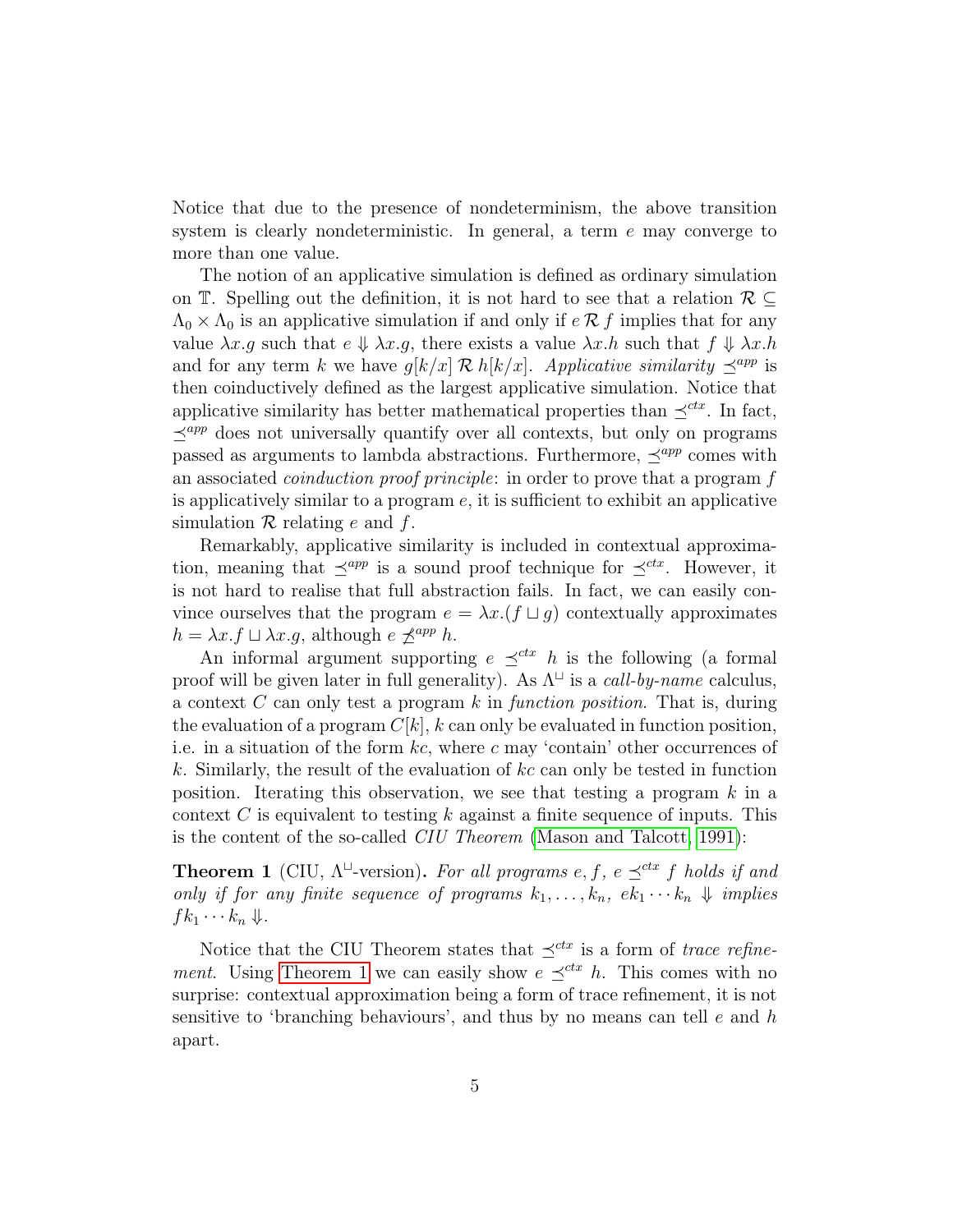Notice that due to the presence of nondeterminism, the above transition system is clearly nondeterministic. In general, a term $e$ may converge to more than one value.

The notion of an applicative simulation is defined as ordinary simulation on $\mathbb{T}$. Spelling out the definition, it is not hard to see that a relation $\mathcal{R} \subseteq \Lambda_0 \times \Lambda_0$ is an applicative simulation if and only if $e \mathrel{\mathcal{R}} f$ implies that for any value $\lambda x.g$ such that $e \Downarrow \lambda x.g$, there exists a value $\lambda x.h$ such that $f \Downarrow \lambda x.h$ and for any term $k$ we have $g[k/x] \mathrel{\mathcal{R}} h[k/x]$. *Applicative similarity* $\preceq^{app}$ is then coinductively defined as the largest applicative simulation. Notice that applicative similarity has better mathematical properties than $\preceq^{ctx}$. In fact, $\preceq^{app}$ does not universally quantify over all contexts, but only on programs passed as arguments to lambda abstractions. Furthermore, $\preceq^{app}$ comes with an associated *coinduction proof principle*: in order to prove that a program $f$ is applicatively similar to a program $e$, it is sufficient to exhibit an applicative simulation $\mathcal{R}$ relating $e$ and $f$.

Remarkably, applicative similarity is included in contextual approximation, meaning that $\preceq^{app}$ is a sound proof technique for $\preceq^{ctx}$. However, it is not hard to realise that full abstraction fails. In fact, we can easily convince ourselves that the program $e = \lambda x.(f \sqcup g)$ contextually approximates $h = \lambda x.f \sqcup \lambda x.g$, although $e \not\preceq^{app} h$.

An informal argument supporting $e \preceq^{ctx} h$ is the following (a formal proof will be given later in full generality). As $\Lambda^{\sqcup}$ is a *call-by-name* calculus, a context $C$ can only test a program $k$ in *function position*. That is, during the evaluation of a program $C[k]$, $k$ can only be evaluated in function position, i.e. in a situation of the form $kc$, where $c$ may 'contain' other occurrences of $k$. Similarly, the result of the evaluation of $kc$ can only be tested in function position. Iterating this observation, we see that testing a program $k$ in a context $C$ is equivalent to testing $k$ against a finite sequence of inputs. This is the content of the so-called *CIU Theorem* (Mason and Talcott, 1991):

**Theorem 1** (CIU, $\Lambda^{\sqcup}$-version)**.** *For all programs $e, f$, $e \preceq^{ctx} f$ holds if and only if for any finite sequence of programs $k_1, \ldots, k_n$, $ek_1 \cdots k_n \Downarrow$ implies $fk_1 \cdots k_n \Downarrow$.*

Notice that the CIU Theorem states that $\preceq^{ctx}$ is a form of *trace refinement*. Using Theorem 1 we can easily show $e \preceq^{ctx} h$. This comes with no surprise: contextual approximation being a form of trace refinement, it is not sensitive to 'branching behaviours', and thus by no means can tell $e$ and $h$ apart.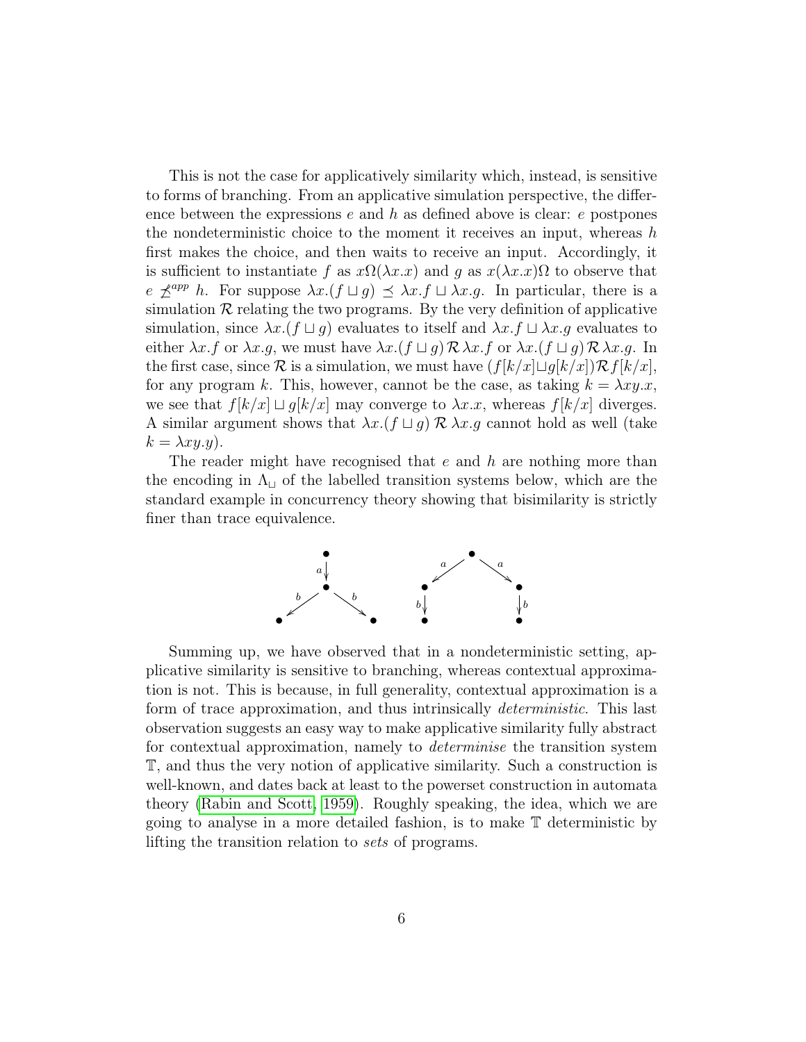This is not the case for applicatively similarity which, instead, is sensitive to forms of branching. From an applicative simulation perspective, the difference between the expressions $e$ and $h$ as defined above is clear: $e$ postpones the nondeterministic choice to the moment it receives an input, whereas $h$ first makes the choice, and then waits to receive an input. Accordingly, it is sufficient to instantiate $f$ as $x\Omega(\lambda x.x)$ and $g$ as $x(\lambda x.x)\Omega$ to observe that $e \not\preceq^{app} h$. For suppose $\lambda x.(f \sqcup g) \preceq \lambda x.f \sqcup \lambda x.g$. In particular, there is a simulation $\mathcal{R}$ relating the two programs. By the very definition of applicative simulation, since $\lambda x.(f \sqcup g)$ evaluates to itself and $\lambda x.f \sqcup \lambda x.g$ evaluates to either $\lambda x.f$ or $\lambda x.g$, we must have $\lambda x.(f \sqcup g)\, \mathcal{R}\, \lambda x.f$ or $\lambda x.(f \sqcup g)\, \mathcal{R}\, \lambda x.g$. In the first case, since $\mathcal{R}$ is a simulation, we must have $(f[k/x] \sqcup g[k/x])\, \mathcal{R}\, f[k/x]$, for any program $k$. This, however, cannot be the case, as taking $k = \lambda xy.x$, we see that $f[k/x] \sqcup g[k/x]$ may converge to $\lambda x.x$, whereas $f[k/x]$ diverges. A similar argument shows that $\lambda x.(f \sqcup g)\; \mathcal{R}\; \lambda x.g$ cannot hold as well (take $k = \lambda xy.y$).

The reader might have recognised that $e$ and $h$ are nothing more than the encoding in $\Lambda_{\sqcup}$ of the labelled transition systems below, which are the standard example in concurrency theory showing that bisimilarity is strictly finer than trace equivalence.

Summing up, we have observed that in a nondeterministic setting, applicative similarity is sensitive to branching, whereas contextual approximation is not. This is because, in full generality, contextual approximation is a form of trace approximation, and thus intrinsically *deterministic*. This last observation suggests an easy way to make applicative similarity fully abstract for contextual approximation, namely to *determinise* the transition system $\mathbb{T}$, and thus the very notion of applicative similarity. Such a construction is well-known, and dates back at least to the powerset construction in automata theory (Rabin and Scott, 1959). Roughly speaking, the idea, which we are going to analyse in a more detailed fashion, is to make $\mathbb{T}$ deterministic by lifting the transition relation to *sets* of programs.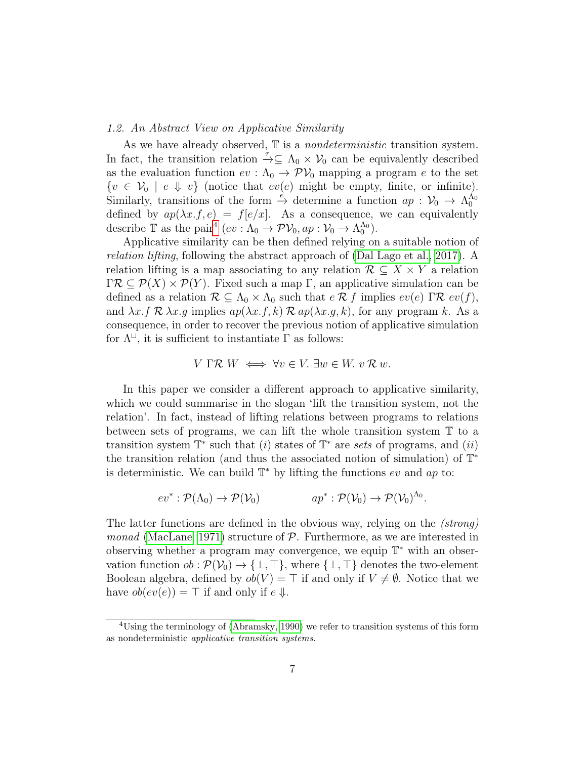### 1.2. An Abstract View on Applicative Similarity

As we have already observed, $\mathbb{T}$ is a *nondeterministic* transition system. In fact, the transition relation $\xrightarrow{\tau} \subseteq \Lambda_0 \times \mathcal{V}_0$ can be equivalently described as the evaluation function $ev : \Lambda_0 \to \mathcal{P}\mathcal{V}_0$ mapping a program $e$ to the set $\{v \in \mathcal{V}_0 \mid e \Downarrow v\}$ (notice that $ev(e)$ might be empty, finite, or infinite). Similarly, transitions of the form $\xrightarrow{e}$ determine a function $ap : \mathcal{V}_0 \to \Lambda_0^{\Lambda_0}$ defined by $ap(\lambda x.f, e) = f[e/x]$. As a consequence, we can equivalently describe $\mathbb{T}$ as the pair[4] $(ev : \Lambda_0 \to \mathcal{P}\mathcal{V}_0, ap : \mathcal{V}_0 \to \Lambda_0^{\Lambda_0})$.

Applicative similarity can be then defined relying on a suitable notion of *relation lifting*, following the abstract approach of (Dal Lago et al., 2017). A relation lifting is a map associating to any relation $\mathcal{R} \subseteq X \times Y$ a relation $\Gamma\mathcal{R} \subseteq \mathcal{P}(X) \times \mathcal{P}(Y)$. Fixed such a map $\Gamma$, an applicative simulation can be defined as a relation $\mathcal{R} \subseteq \Lambda_0 \times \Lambda_0$ such that $e \mathrel{\mathcal{R}} f$ implies $ev(e) \mathrel{\Gamma\mathcal{R}} ev(f)$, and $\lambda x.f \mathrel{\mathcal{R}} \lambda x.g$ implies $ap(\lambda x.f, k) \mathrel{\mathcal{R}} ap(\lambda x.g, k)$, for any program $k$. As a consequence, in order to recover the previous notion of applicative simulation for $\Lambda^{\sqcup}$, it is sufficient to instantiate $\Gamma$ as follows:

$$V \mathrel{\Gamma\mathcal{R}} W \iff \forall v \in V.\ \exists w \in W.\ v \mathrel{\mathcal{R}} w.$$

In this paper we consider a different approach to applicative similarity, which we could summarise in the slogan 'lift the transition system, not the relation'. In fact, instead of lifting relations between programs to relations between sets of programs, we can lift the whole transition system $\mathbb{T}$ to a transition system $\mathbb{T}^*$ such that $(i)$ states of $\mathbb{T}^*$ are *sets* of programs, and $(ii)$ the transition relation (and thus the associated notion of simulation) of $\mathbb{T}^*$ is deterministic. We can build $\mathbb{T}^*$ by lifting the functions $ev$ and $ap$ to:

$$ev^* : \mathcal{P}(\Lambda_0) \to \mathcal{P}(\mathcal{V}_0) \qquad\qquad ap^* : \mathcal{P}(\mathcal{V}_0) \to \mathcal{P}(\mathcal{V}_0)^{\Lambda_0}.$$

The latter functions are defined in the obvious way, relying on the *(strong) monad* (MacLane, 1971) structure of $\mathcal{P}$. Furthermore, as we are interested in observing whether a program may convergence, we equip $\mathbb{T}^*$ with an observation function $ob : \mathcal{P}(\mathcal{V}_0) \to \{\bot, \top\}$, where $\{\bot, \top\}$ denotes the two-element Boolean algebra, defined by $ob(V) = \top$ if and only if $V \neq \emptyset$. Notice that we have $ob(ev(e)) = \top$ if and only if $e \Downarrow$.

[4] Using the terminology of (Abramsky, 1990) we refer to transition systems of this form as nondeterministic *applicative transition systems*.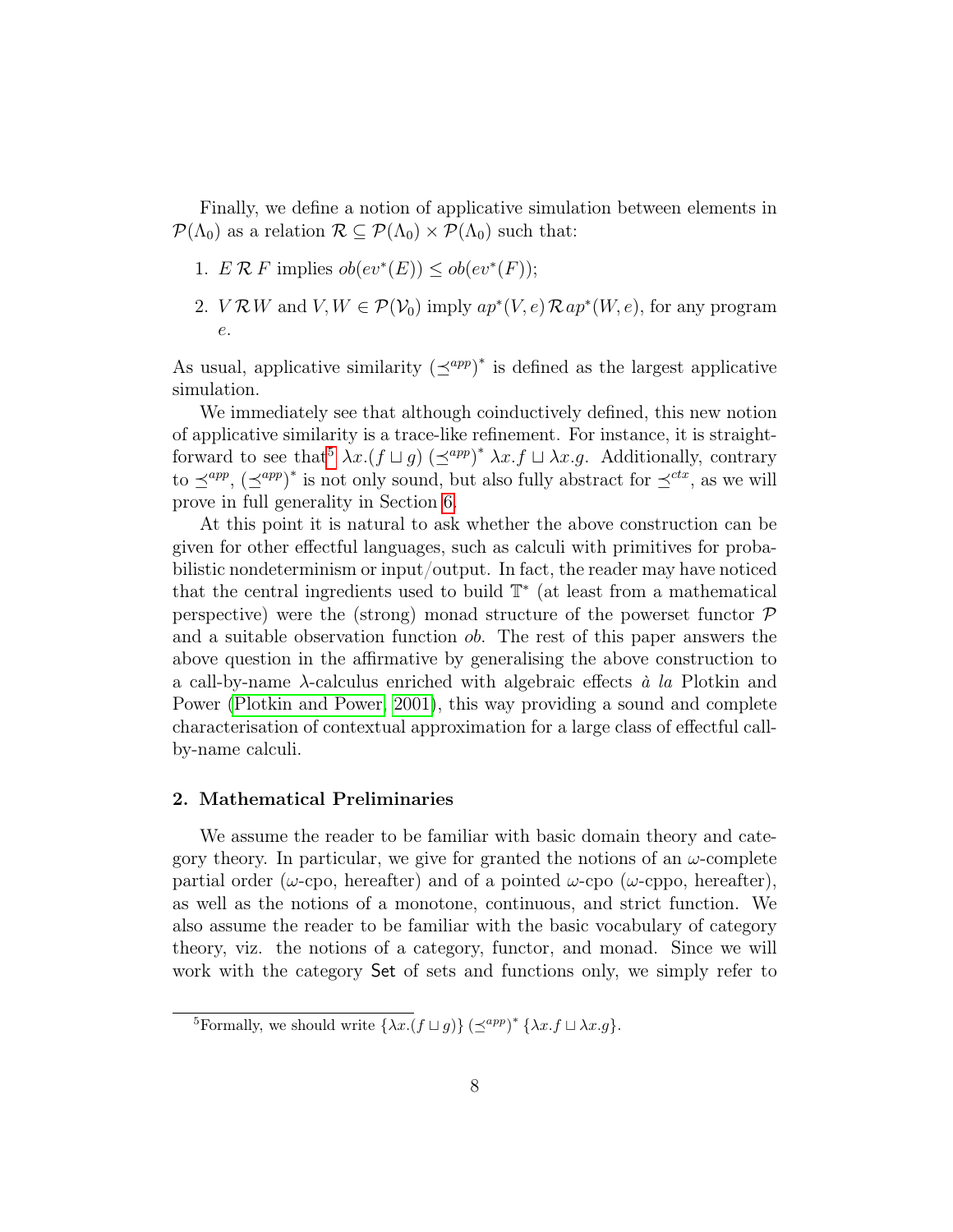Finally, we define a notion of applicative simulation between elements in $\mathcal{P}(\Lambda_0)$ as a relation $\mathcal{R} \subseteq \mathcal{P}(\Lambda_0) \times \mathcal{P}(\Lambda_0)$ such that:

1. $E \,\mathcal{R}\, F$ implies $ob(ev^*(E)) \leq ob(ev^*(F))$;
2. $V \,\mathcal{R} W$ and $V, W \in \mathcal{P}(\mathcal{V}_0)$ imply $ap^*(V, e) \,\mathcal{R}\, ap^*(W, e)$, for any program $e$.

As usual, applicative similarity $(\preceq^{app})^*$ is defined as the largest applicative simulation.

We immediately see that although coinductively defined, this new notion of applicative similarity is a trace-like refinement. For instance, it is straightforward to see that[5] $\lambda x.(f \sqcup g) \; (\preceq^{app})^* \; \lambda x.f \sqcup \lambda x.g$. Additionally, contrary to $\preceq^{app}$, $(\preceq^{app})^*$ is not only sound, but also fully abstract for $\preceq^{ctx}$, as we will prove in full generality in Section 6.

At this point it is natural to ask whether the above construction can be given for other effectful languages, such as calculi with primitives for probabilistic nondeterminism or input/output. In fact, the reader may have noticed that the central ingredients used to build $\mathbb{T}^*$ (at least from a mathematical perspective) were the (strong) monad structure of the powerset functor $\mathcal{P}$ and a suitable observation function $ob$. The rest of this paper answers the above question in the affirmative by generalising the above construction to a call-by-name $\lambda$-calculus enriched with algebraic effects *à la* Plotkin and Power (Plotkin and Power, 2001), this way providing a sound and complete characterisation of contextual approximation for a large class of effectful call-by-name calculi.

## 2. Mathematical Preliminaries

We assume the reader to be familiar with basic domain theory and category theory. In particular, we give for granted the notions of an $\omega$-complete partial order ($\omega$-cpo, hereafter) and of a pointed $\omega$-cpo ($\omega$-cppo, hereafter), as well as the notions of a monotone, continuous, and strict function. We also assume the reader to be familiar with the basic vocabulary of category theory, viz. the notions of a category, functor, and monad. Since we will work with the category $\mathsf{Set}$ of sets and functions only, we simply refer to

[5] Formally, we should write $\{\lambda x.(f \sqcup g)\} \; (\preceq^{app})^* \; \{\lambda x.f \sqcup \lambda x.g\}$.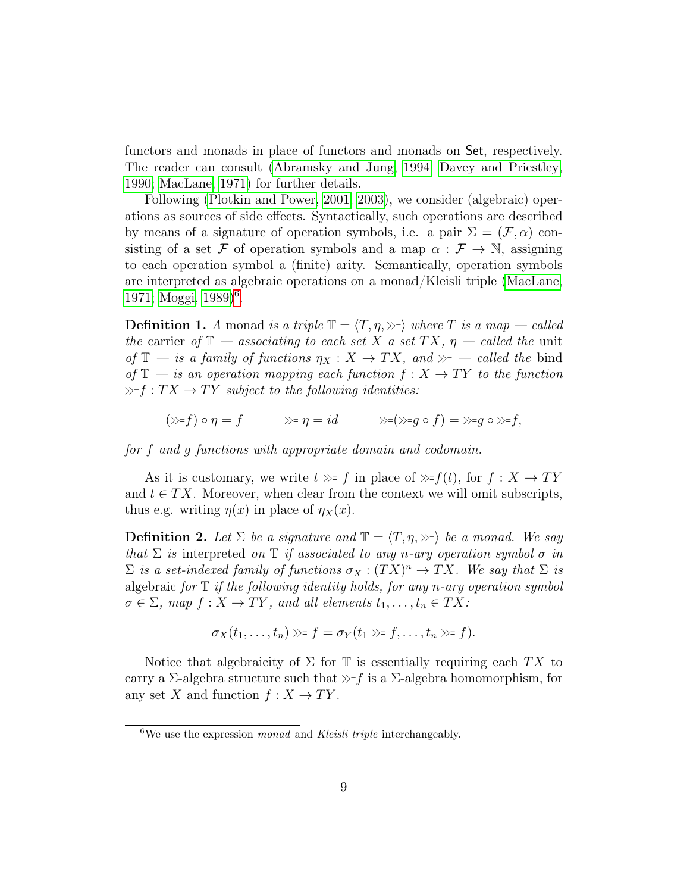functors and monads in place of functors and monads on Set, respectively. The reader can consult (Abramsky and Jung, 1994; Davey and Priestley, 1990; MacLane, 1971) for further details.

Following (Plotkin and Power, 2001, 2003), we consider (algebraic) operations as sources of side effects. Syntactically, such operations are described by means of a signature of operation symbols, i.e. a pair $\Sigma = (\mathcal{F}, \alpha)$ consisting of a set $\mathcal{F}$ of operation symbols and a map $\alpha : \mathcal{F} \to \mathbb{N}$, assigning to each operation symbol a (finite) arity. Semantically, operation symbols are interpreted as algebraic operations on a monad/Kleisli triple (MacLane, 1971; Moggi, 1989)[6].

**Definition 1.** *A* monad *is a triple $\mathbb{T} = \langle T, \eta, \gg\!= \rangle$ where $T$ is a map — called the* carrier *of $\mathbb{T}$ — associating to each set $X$ a set $TX$, $\eta$ — called the* unit *of $\mathbb{T}$ — is a family of functions $\eta_X : X \to TX$, and $\gg\!=$ — called the* bind *of $\mathbb{T}$ — is an operation mapping each function $f : X \to TY$ to the function $\gg\!=\! f : TX \to TY$ subject to the following identities:*

$$(\gg\!= f) \circ \eta = f \qquad \gg\!= \eta = id \qquad \gg\!=(\gg\!= g \circ f) = \gg\!= g \circ \gg\!= f,$$

*for $f$ and $g$ functions with appropriate domain and codomain.*

As it is customary, we write $t \gg\!= f$ in place of $\gg\!= f(t)$, for $f : X \to TY$ and $t \in TX$. Moreover, when clear from the context we will omit subscripts, thus e.g. writing $\eta(x)$ in place of $\eta_X(x)$.

**Definition 2.** *Let $\Sigma$ be a signature and $\mathbb{T} = \langle T, \eta, \gg\!= \rangle$ be a monad. We say that $\Sigma$ is* interpreted *on $\mathbb{T}$ if associated to any $n$-ary operation symbol $\sigma$ in $\Sigma$ is a set-indexed family of functions $\sigma_X : (TX)^n \to TX$. We say that $\Sigma$ is* algebraic *for $\mathbb{T}$ if the following identity holds, for any $n$-ary operation symbol $\sigma \in \Sigma$, map $f : X \to TY$, and all elements $t_1, \ldots, t_n \in TX$:*

$$\sigma_X(t_1, \ldots, t_n) \gg\!= f = \sigma_Y(t_1 \gg\!= f, \ldots, t_n \gg\!= f).$$

Notice that algebraicity of $\Sigma$ for $\mathbb{T}$ is essentially requiring each $TX$ to carry a $\Sigma$-algebra structure such that $\gg\!= f$ is a $\Sigma$-algebra homomorphism, for any set $X$ and function $f : X \to TY$.

[6] We use the expression *monad* and *Kleisli triple* interchangeably.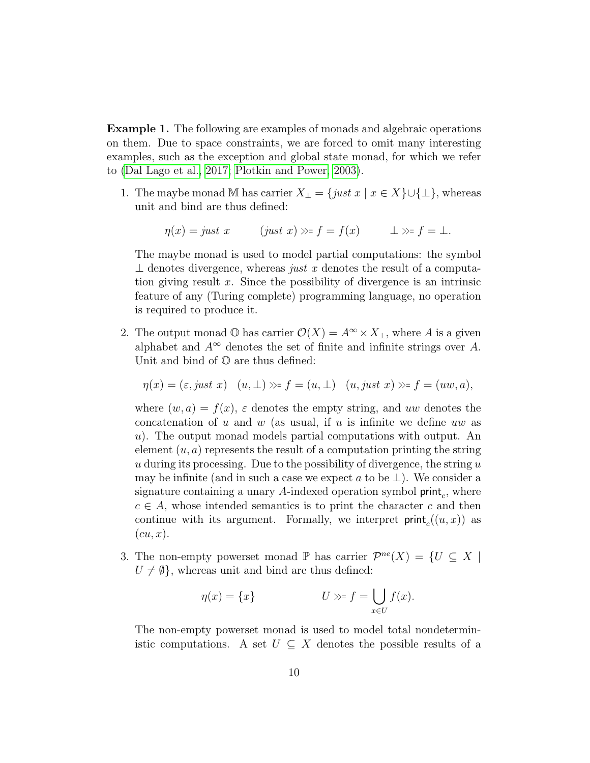**Example 1.** The following are examples of monads and algebraic operations on them. Due to space constraints, we are forced to omit many interesting examples, such as the exception and global state monad, for which we refer to (Dal Lago et al., 2017; Plotkin and Power, 2003).

1. The maybe monad $\mathbb{M}$ has carrier $X_\perp = \{just\ x \mid x \in X\} \cup \{\perp\}$, whereas unit and bind are thus defined:

   $$\eta(x) = just\ x \qquad (just\ x) \gg= f = f(x) \qquad \perp \gg= f = \perp.$$

   The maybe monad is used to model partial computations: the symbol $\perp$ denotes divergence, whereas $just\ x$ denotes the result of a computation giving result $x$. Since the possibility of divergence is an intrinsic feature of any (Turing complete) programming language, no operation is required to produce it.

2. The output monad $\mathbb{O}$ has carrier $\mathcal{O}(X) = A^\infty \times X_\perp$, where $A$ is a given alphabet and $A^\infty$ denotes the set of finite and infinite strings over $A$. Unit and bind of $\mathbb{O}$ are thus defined:

   $$\eta(x) = (\varepsilon, just\ x) \quad (u, \perp) \gg= f = (u, \perp) \quad (u, just\ x) \gg= f = (uw, a),$$

   where $(w, a) = f(x)$, $\varepsilon$ denotes the empty string, and $uw$ denotes the concatenation of $u$ and $w$ (as usual, if $u$ is infinite we define $uw$ as $u$). The output monad models partial computations with output. An element $(u, a)$ represents the result of a computation printing the string $u$ during its processing. Due to the possibility of divergence, the string $u$ may be infinite (and in such a case we expect $a$ to be $\perp$). We consider a signature containing a unary $A$-indexed operation symbol $\mathsf{print}_c$, where $c \in A$, whose intended semantics is to print the character $c$ and then continue with its argument. Formally, we interpret $\mathsf{print}_c((u, x))$ as $(cu, x)$.

3. The non-empty powerset monad $\mathbb{P}$ has carrier $\mathcal{P}^{ne}(X) = \{U \subseteq X \mid U \neq \emptyset\}$, whereas unit and bind are thus defined:

   $$\eta(x) = \{x\} \qquad\qquad U \gg= f = \bigcup_{x \in U} f(x).$$

   The non-empty powerset monad is used to model total nondeterministic computations. A set $U \subseteq X$ denotes the possible results of a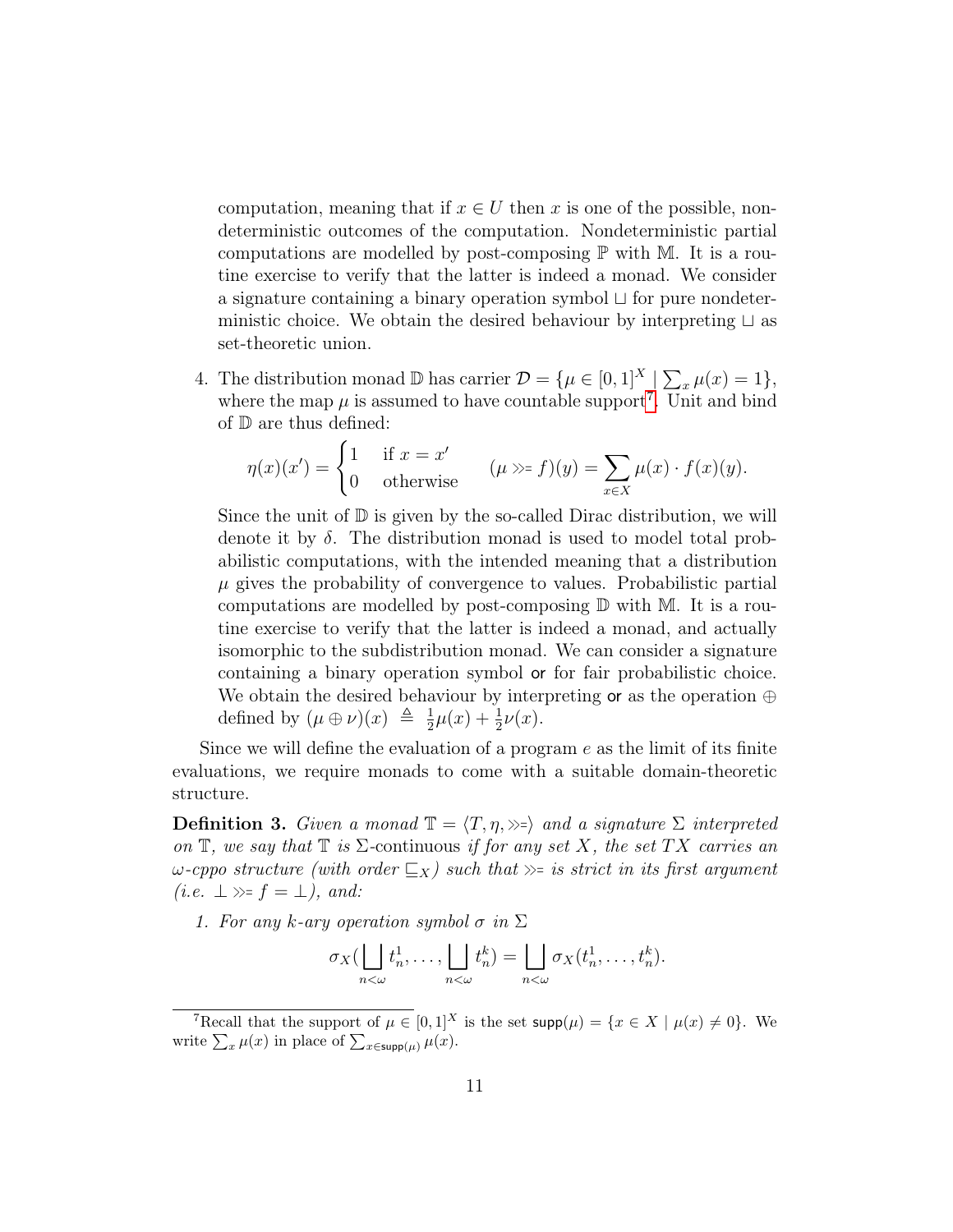computation, meaning that if $x \in U$ then $x$ is one of the possible, nondeterministic outcomes of the computation. Nondeterministic partial computations are modelled by post-composing $\mathbb{P}$ with $\mathbb{M}$. It is a routine exercise to verify that the latter is indeed a monad. We consider a signature containing a binary operation symbol $\sqcup$ for pure nondeterministic choice. We obtain the desired behaviour by interpreting $\sqcup$ as set-theoretic union.

4. The distribution monad $\mathbb{D}$ has carrier $\mathcal{D} = \{\mu \in [0,1]^X \mid \sum_x \mu(x) = 1\}$, where the map $\mu$ is assumed to have countable support[7]. Unit and bind of $\mathbb{D}$ are thus defined:

$$\eta(x)(x') = \begin{cases} 1 & \text{if } x = x' \\ 0 & \text{otherwise} \end{cases} \qquad (\mu \gg\!= f)(y) = \sum_{x \in X} \mu(x) \cdot f(x)(y).$$

   Since the unit of $\mathbb{D}$ is given by the so-called Dirac distribution, we will denote it by $\delta$. The distribution monad is used to model total probabilistic computations, with the intended meaning that a distribution $\mu$ gives the probability of convergence to values. Probabilistic partial computations are modelled by post-composing $\mathbb{D}$ with $\mathbb{M}$. It is a routine exercise to verify that the latter is indeed a monad, and actually isomorphic to the subdistribution monad. We can consider a signature containing a binary operation symbol $\mathsf{or}$ for fair probabilistic choice. We obtain the desired behaviour by interpreting $\mathsf{or}$ as the operation $\oplus$ defined by $(\mu \oplus \nu)(x) \triangleq \frac{1}{2}\mu(x) + \frac{1}{2}\nu(x)$.

Since we will define the evaluation of a program $e$ as the limit of its finite evaluations, we require monads to come with a suitable domain-theoretic structure.

**Definition 3.** *Given a monad $\mathbb{T} = \langle T, \eta, \gg\!= \rangle$ and a signature $\Sigma$ interpreted on $\mathbb{T}$, we say that $\mathbb{T}$ is* $\Sigma$-continuous *if for any set $X$, the set $TX$ carries an $\omega$-cppo structure (with order $\sqsubseteq_X$) such that $\gg\!=$ is strict in its first argument (i.e. $\bot \gg\!= f = \bot$), and:*

1. *For any $k$-ary operation symbol $\sigma$ in $\Sigma$*

$$\sigma_X(\bigsqcup_{n<\omega} t_n^1, \ldots, \bigsqcup_{n<\omega} t_n^k) = \bigsqcup_{n<\omega} \sigma_X(t_n^1, \ldots, t_n^k).$$

[7] Recall that the support of $\mu \in [0,1]^X$ is the set $\mathsf{supp}(\mu) = \{x \in X \mid \mu(x) \neq 0\}$. We write $\sum_x \mu(x)$ in place of $\sum_{x \in \mathsf{supp}(\mu)} \mu(x)$.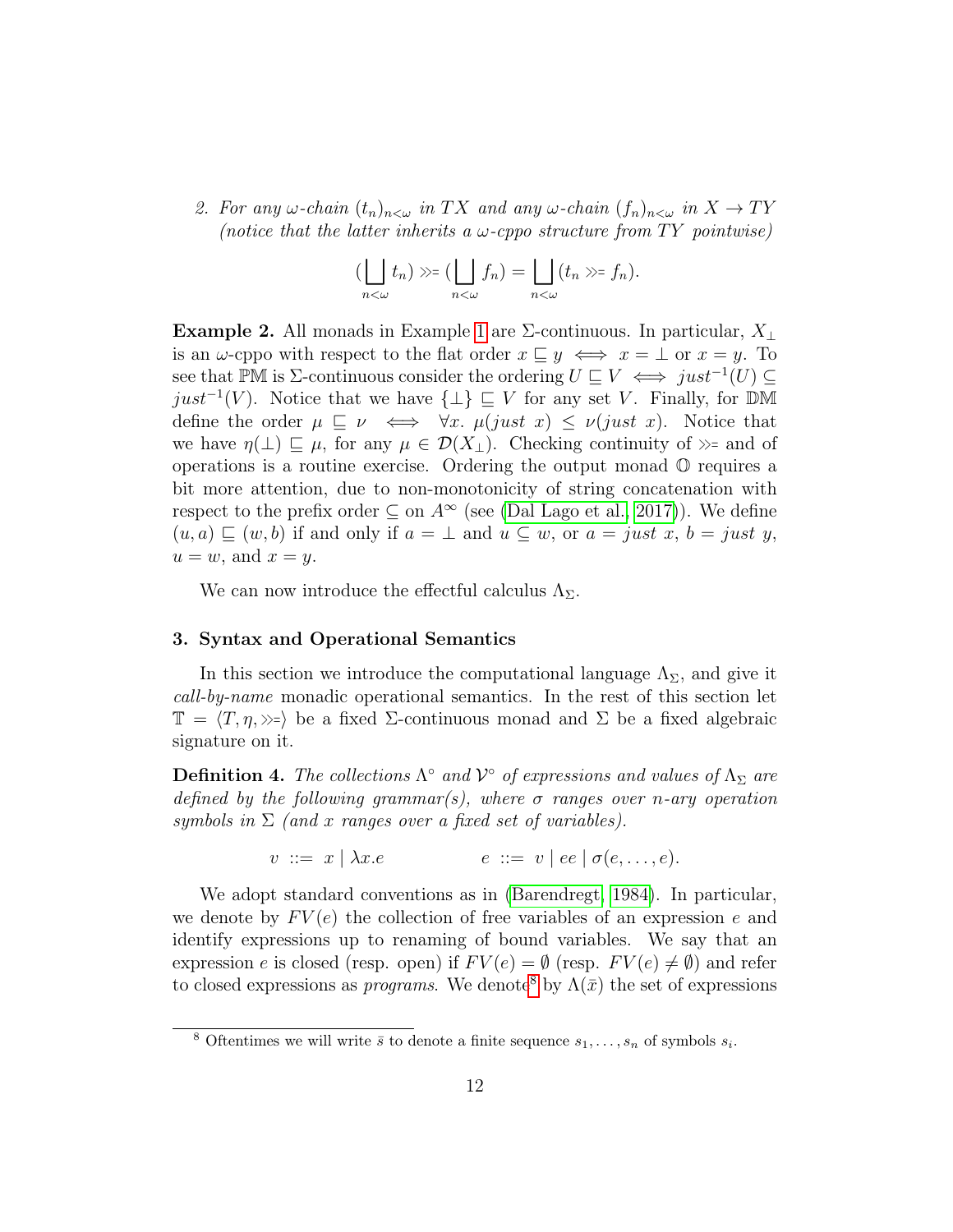2. *For any $\omega$-chain $(t_n)_{n<\omega}$ in $TX$ and any $\omega$-chain $(f_n)_{n<\omega}$ in $X \to TY$ (notice that the latter inherits a $\omega$-cppo structure from $TY$ pointwise)*

$$(\bigsqcup_{n<\omega} t_n) \gg= (\bigsqcup_{n<\omega} f_n) = \bigsqcup_{n<\omega} (t_n \gg= f_n).$$

**Example 2.** All monads in Example 1 are $\Sigma$-continuous. In particular, $X_\bot$ is an $\omega$-cppo with respect to the flat order $x \sqsubseteq y \iff x = \bot$ or $x = y$. To see that $\mathbb{PM}$ is $\Sigma$-continuous consider the ordering $U \sqsubseteq V \iff just^{-1}(U) \subseteq just^{-1}(V)$. Notice that we have $\{\bot\} \sqsubseteq V$ for any set $V$. Finally, for $\mathbb{DM}$ define the order $\mu \sqsubseteq \nu \iff \forall x.\ \mu(just\ x) \leq \nu(just\ x)$. Notice that we have $\eta(\bot) \sqsubseteq \mu$, for any $\mu \in \mathcal{D}(X_\bot)$. Checking continuity of $\gg=$ and of operations is a routine exercise. Ordering the output monad $\mathbb{O}$ requires a bit more attention, due to non-monotonicity of string concatenation with respect to the prefix order $\subseteq$ on $A^\infty$ (see (Dal Lago et al., 2017)). We define $(u, a) \sqsubseteq (w, b)$ if and only if $a = \bot$ and $u \subseteq w$, or $a = just\ x$, $b = just\ y$, $u = w$, and $x = y$.

We can now introduce the effectful calculus $\Lambda_\Sigma$.

### 3. Syntax and Operational Semantics

In this section we introduce the computational language $\Lambda_\Sigma$, and give it *call-by-name* monadic operational semantics. In the rest of this section let $\mathbb{T} = \langle T, \eta, \gg= \rangle$ be a fixed $\Sigma$-continuous monad and $\Sigma$ be a fixed algebraic signature on it.

**Definition 4.** *The collections $\Lambda^\circ$ and $\mathcal{V}^\circ$ of expressions and values of $\Lambda_\Sigma$ are defined by the following grammar(s), where $\sigma$ ranges over $n$-ary operation symbols in $\Sigma$ (and $x$ ranges over a fixed set of variables).*

$$v ::= x \mid \lambda x.e \qquad\qquad e ::= v \mid ee \mid \sigma(e, \ldots, e).$$

We adopt standard conventions as in (Barendregt, 1984). In particular, we denote by $FV(e)$ the collection of free variables of an expression $e$ and identify expressions up to renaming of bound variables. We say that an expression $e$ is closed (resp. open) if $FV(e) = \emptyset$ (resp. $FV(e) \neq \emptyset$) and refer to closed expressions as *programs*. We denote[8] by $\Lambda(\bar{x})$ the set of expressions

[8] Oftentimes we will write $\bar{s}$ to denote a finite sequence $s_1, \ldots, s_n$ of symbols $s_i$.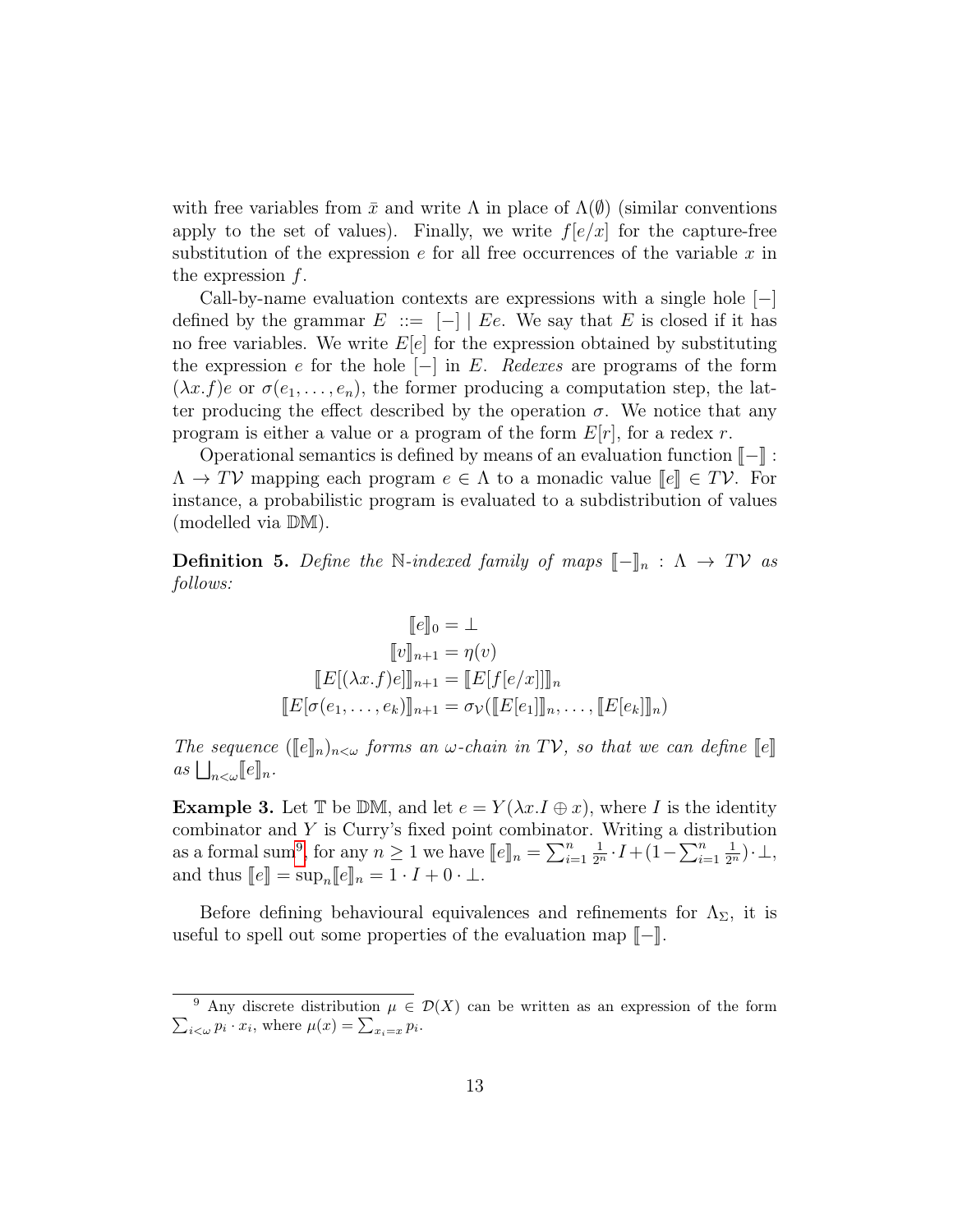with free variables from $\bar{x}$ and write $\Lambda$ in place of $\Lambda(\emptyset)$ (similar conventions apply to the set of values). Finally, we write $f[e/x]$ for the capture-free substitution of the expression $e$ for all free occurrences of the variable $x$ in the expression $f$.

Call-by-name evaluation contexts are expressions with a single hole $[-]$ defined by the grammar $E ::= [-] \mid Ee$. We say that $E$ is closed if it has no free variables. We write $E[e]$ for the expression obtained by substituting the expression $e$ for the hole $[-]$ in $E$. *Redexes* are programs of the form $(\lambda x.f)e$ or $\sigma(e_1, \ldots, e_n)$, the former producing a computation step, the latter producing the effect described by the operation $\sigma$. We notice that any program is either a value or a program of the form $E[r]$, for a redex $r$.

Operational semantics is defined by means of an evaluation function $[\![-]\!] : \Lambda \to T\mathcal{V}$ mapping each program $e \in \Lambda$ to a monadic value $[\![e]\!] \in T\mathcal{V}$. For instance, a probabilistic program is evaluated to a subdistribution of values (modelled via $\mathbb{DM}$).

**Definition 5.** *Define the $\mathbb{N}$-indexed family of maps $[\![-]\!]_n : \Lambda \to T\mathcal{V}$ as follows:*

$$
\begin{aligned}
[\![e]\!]_0 &= \bot \\
[\![v]\!]_{n+1} &= \eta(v) \\
[\![E[(\lambda x.f)e]]\!]_{n+1} &= [\![E[f[e/x]]]\!]_n \\
[\![E[\sigma(e_1, \ldots, e_k)]]\!]_{n+1} &= \sigma_{\mathcal{V}}([\![E[e_1]]\!]_n, \ldots, [\![E[e_k]]\!]_n)
\end{aligned}
$$

*The sequence $([\![e]\!]_n)_{n<\omega}$ forms an $\omega$-chain in $T\mathcal{V}$, so that we can define $[\![e]\!]$ as $\bigsqcup_{n<\omega} [\![e]\!]_n$.*

**Example 3.** Let $\mathbb{T}$ be $\mathbb{DM}$, and let $e = Y(\lambda x.I \oplus x)$, where $I$ is the identity combinator and $Y$ is Curry's fixed point combinator. Writing a distribution as a formal sum[9], for any $n \geq 1$ we have $[\![e]\!]_n = \sum_{i=1}^{n} \frac{1}{2^n} \cdot I + (1 - \sum_{i=1}^{n} \frac{1}{2^n}) \cdot \bot$, and thus $[\![e]\!] = \sup_n [\![e]\!]_n = 1 \cdot I + 0 \cdot \bot$.

Before defining behavioural equivalences and refinements for $\Lambda_\Sigma$, it is useful to spell out some properties of the evaluation map $[\![-]\!]$.

[9] Any discrete distribution $\mu \in \mathcal{D}(X)$ can be written as an expression of the form $\sum_{i<\omega} p_i \cdot x_i$, where $\mu(x) = \sum_{x_i = x} p_i$.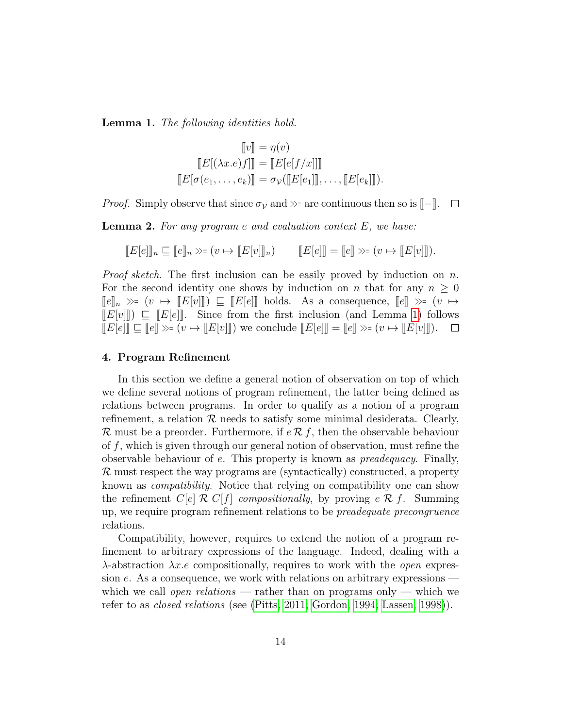**Lemma 1.** *The following identities hold.*

$$\llbracket v \rrbracket = \eta(v)$$
$$\llbracket E[(\lambda x.e)f] \rrbracket = \llbracket E[e[f/x]] \rrbracket$$
$$\llbracket E[\sigma(e_1, \ldots, e_k)] \rrbracket = \sigma_{\mathcal{V}}(\llbracket E[e_1] \rrbracket, \ldots, \llbracket E[e_k] \rrbracket).$$

*Proof.* Simply observe that since $\sigma_{\mathcal{V}}$ and $\gg=$ are continuous then so is $\llbracket - \rrbracket$. $\square$

**Lemma 2.** *For any program $e$ and evaluation context $E$, we have:*

$$\llbracket E[e] \rrbracket_n \sqsubseteq \llbracket e \rrbracket_n \gg= (v \mapsto \llbracket E[v] \rrbracket_n) \qquad \llbracket E[e] \rrbracket = \llbracket e \rrbracket \gg= (v \mapsto \llbracket E[v] \rrbracket).$$

*Proof sketch.* The first inclusion can be easily proved by induction on $n$. For the second identity one shows by induction on $n$ that for any $n \geq 0$ $\llbracket e \rrbracket_n \gg= (v \mapsto \llbracket E[v] \rrbracket) \sqsubseteq \llbracket E[e] \rrbracket$ holds. As a consequence, $\llbracket e \rrbracket \gg= (v \mapsto \llbracket E[v] \rrbracket) \sqsubseteq \llbracket E[e] \rrbracket$. Since from the first inclusion (and Lemma 1) follows $\llbracket E[e] \rrbracket \sqsubseteq \llbracket e \rrbracket \gg= (v \mapsto \llbracket E[v] \rrbracket)$ we conclude $\llbracket E[e] \rrbracket = \llbracket e \rrbracket \gg= (v \mapsto \llbracket E[v] \rrbracket)$. $\square$

## 4. Program Refinement

In this section we define a general notion of observation on top of which we define several notions of program refinement, the latter being defined as relations between programs. In order to qualify as a notion of a program refinement, a relation $\mathcal{R}$ needs to satisfy some minimal desiderata. Clearly, $\mathcal{R}$ must be a preorder. Furthermore, if $e \mathrel{\mathcal{R}} f$, then the observable behaviour of $f$, which is given through our general notion of observation, must refine the observable behaviour of $e$. This property is known as *preadequacy*. Finally, $\mathcal{R}$ must respect the way programs are (syntactically) constructed, a property known as *compatibility*. Notice that relying on compatibility one can show the refinement $C[e] \mathrel{\mathcal{R}} C[f]$ *compositionally*, by proving $e \mathrel{\mathcal{R}} f$. Summing up, we require program refinement relations to be *preadequate precongruence* relations.

Compatibility, however, requires to extend the notion of a program refinement to arbitrary expressions of the language. Indeed, dealing with a $\lambda$-abstraction $\lambda x.e$ compositionally, requires to work with the *open* expression $e$. As a consequence, we work with relations on arbitrary expressions — which we call *open relations* — rather than on programs only — which we refer to as *closed relations* (see (Pitts, 2011; Gordon, 1994; Lassen, 1998)).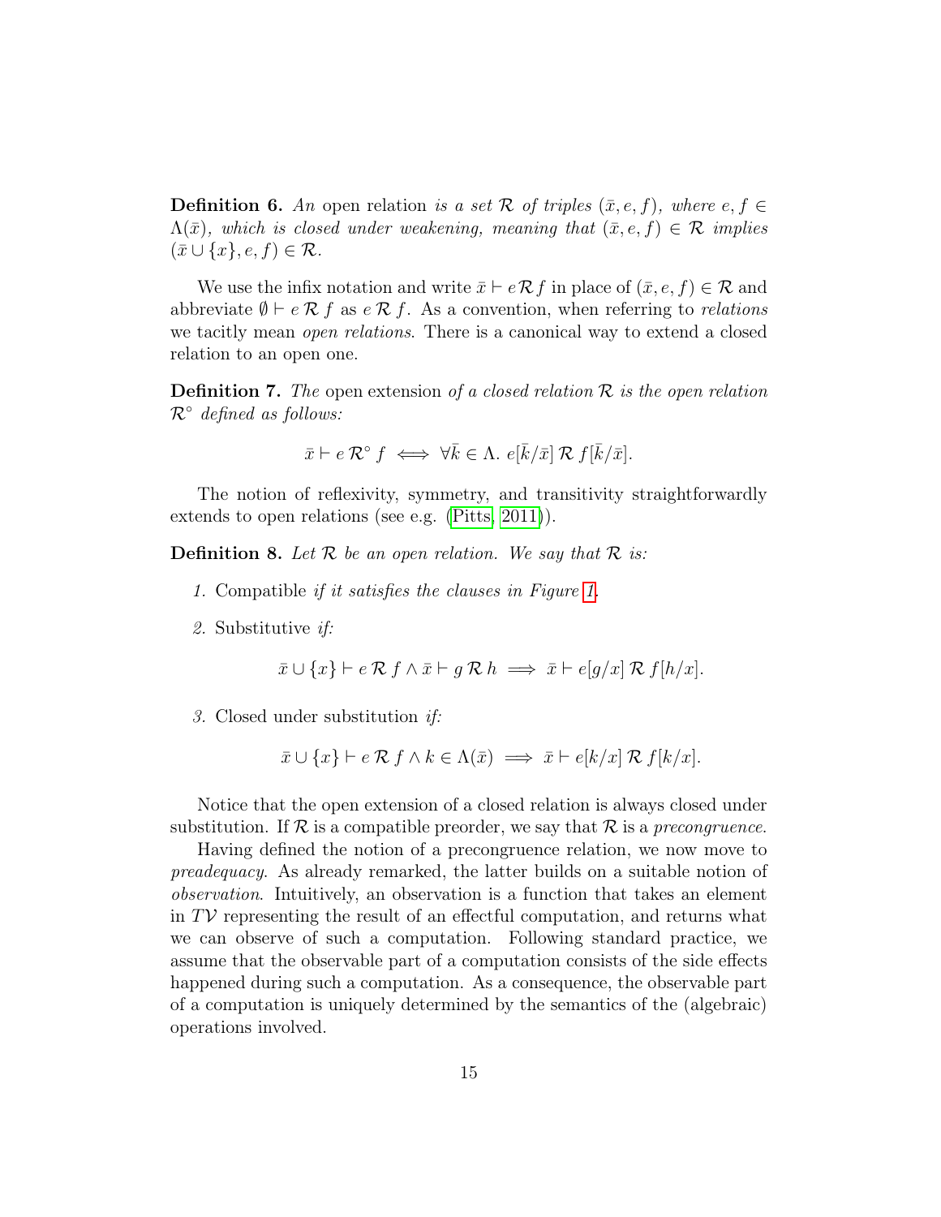**Definition 6.** *An* open relation *is a set $\mathcal{R}$ of triples $(\bar{x}, e, f)$, where $e, f \in \Lambda(\bar{x})$, which is closed under weakening, meaning that $(\bar{x}, e, f) \in \mathcal{R}$ implies $(\bar{x} \cup \{x\}, e, f) \in \mathcal{R}$.*

We use the infix notation and write $\bar{x} \vdash e \mathcal{R} f$ in place of $(\bar{x}, e, f) \in \mathcal{R}$ and abbreviate $\emptyset \vdash e \mathcal{R} f$ as $e \mathcal{R} f$. As a convention, when referring to *relations* we tacitly mean *open relations*. There is a canonical way to extend a closed relation to an open one.

**Definition 7.** *The* open extension *of a closed relation $\mathcal{R}$ is the open relation $\mathcal{R}^{\circ}$ defined as follows:*

$$\bar{x} \vdash e \, \mathcal{R}^{\circ} \, f \iff \forall \bar{k} \in \Lambda. \; e[\bar{k}/\bar{x}] \, \mathcal{R} \, f[\bar{k}/\bar{x}].$$

The notion of reflexivity, symmetry, and transitivity straightforwardly extends to open relations (see e.g. (Pitts, 2011)).

**Definition 8.** *Let $\mathcal{R}$ be an open relation. We say that $\mathcal{R}$ is:*

1. Compatible *if it satisfies the clauses in Figure 1.*
2. Substitutive *if:*

$$\bar{x} \cup \{x\} \vdash e \, \mathcal{R} \, f \wedge \bar{x} \vdash g \, \mathcal{R} \, h \implies \bar{x} \vdash e[g/x] \, \mathcal{R} \, f[h/x].$$

3. Closed under substitution *if:*

$$\bar{x} \cup \{x\} \vdash e \, \mathcal{R} \, f \wedge k \in \Lambda(\bar{x}) \implies \bar{x} \vdash e[k/x] \, \mathcal{R} \, f[k/x].$$

Notice that the open extension of a closed relation is always closed under substitution. If $\mathcal{R}$ is a compatible preorder, we say that $\mathcal{R}$ is a *precongruence*.

Having defined the notion of a precongruence relation, we now move to *preadequacy*. As already remarked, the latter builds on a suitable notion of *observation*. Intuitively, an observation is a function that takes an element in $T\mathcal{V}$ representing the result of an effectful computation, and returns what we can observe of such a computation. Following standard practice, we assume that the observable part of a computation consists of the side effects happened during such a computation. As a consequence, the observable part of a computation is uniquely determined by the semantics of the (algebraic) operations involved.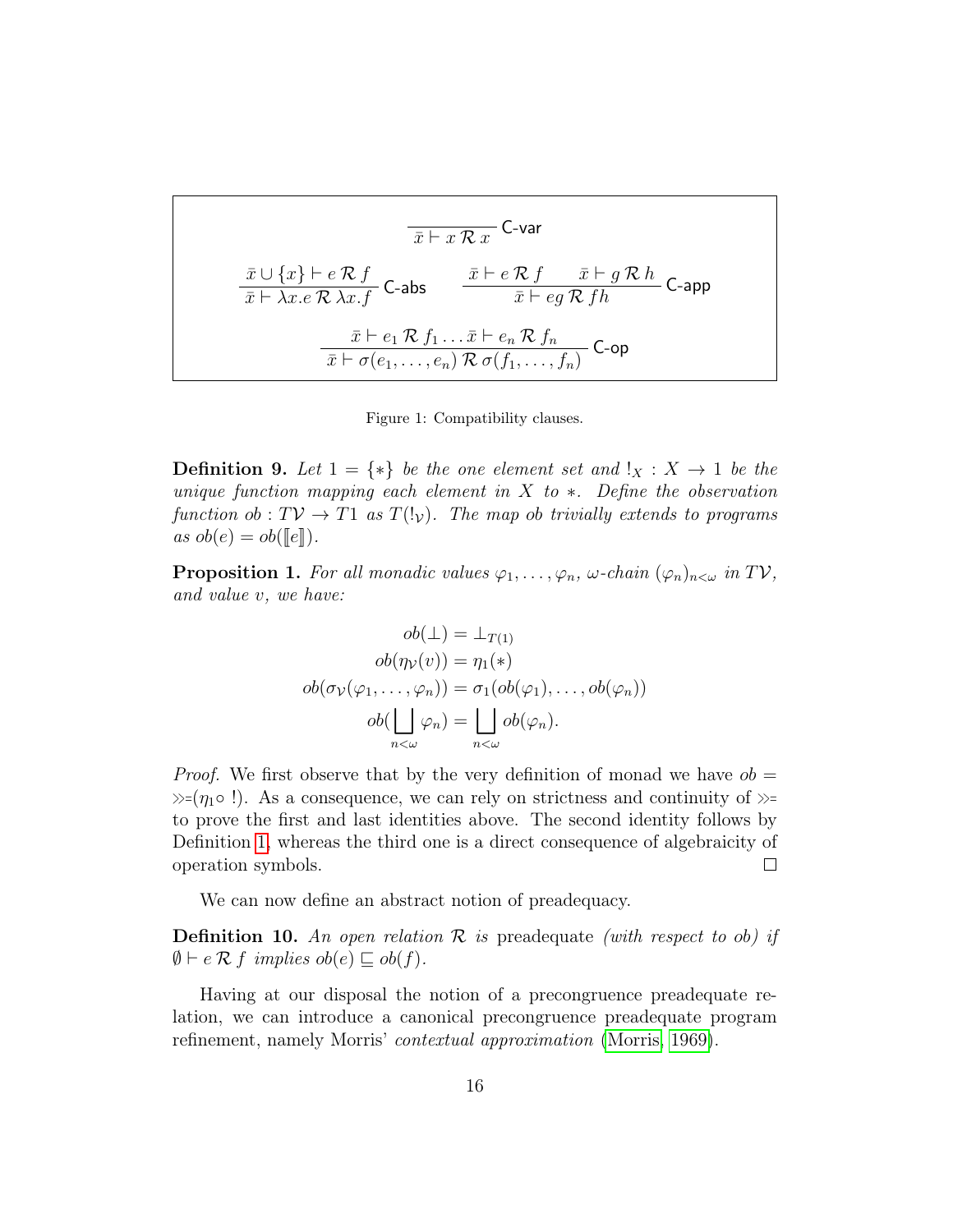$$\frac{}{\bar{x} \vdash x \mathrel{\mathcal{R}} x} \textsf{C-var}$$

$$\frac{\bar{x} \cup \{x\} \vdash e \mathrel{\mathcal{R}} f}{\bar{x} \vdash \lambda x.e \mathrel{\mathcal{R}} \lambda x.f} \textsf{C-abs} \qquad \frac{\bar{x} \vdash e \mathrel{\mathcal{R}} f \qquad \bar{x} \vdash g \mathrel{\mathcal{R}} h}{\bar{x} \vdash eg \mathrel{\mathcal{R}} fh} \textsf{C-app}$$

$$\frac{\bar{x} \vdash e_1 \mathrel{\mathcal{R}} f_1 \ldots \bar{x} \vdash e_n \mathrel{\mathcal{R}} f_n}{\bar{x} \vdash \sigma(e_1, \ldots, e_n) \mathrel{\mathcal{R}} \sigma(f_1, \ldots, f_n)} \textsf{C-op}$$

Figure 1: Compatibility clauses.

**Definition 9.** *Let $1 = \{*\}$ be the one element set and $!_X : X \to 1$ be the unique function mapping each element in $X$ to $*$. Define the observation function $ob : T\mathcal{V} \to T1$ as $T(!_\mathcal{V})$. The map $ob$ trivially extends to programs as $ob(e) = ob([\![e]\!])$.*

**Proposition 1.** *For all monadic values $\varphi_1, \ldots, \varphi_n$, $\omega$-chain $(\varphi_n)_{n<\omega}$ in $T\mathcal{V}$, and value $v$, we have:*

$$\begin{aligned}
ob(\bot) &= \bot_{T(1)} \\
ob(\eta_\mathcal{V}(v)) &= \eta_1(*) \\
ob(\sigma_\mathcal{V}(\varphi_1, \ldots, \varphi_n)) &= \sigma_1(ob(\varphi_1), \ldots, ob(\varphi_n)) \\
ob(\bigsqcup_{n<\omega} \varphi_n) &= \bigsqcup_{n<\omega} ob(\varphi_n).
\end{aligned}$$

*Proof.* We first observe that by the very definition of monad we have $ob = \ggg\!=(\eta_1 \circ\, !)$. As a consequence, we can rely on strictness and continuity of $\ggg\!=$ to prove the first and last identities above. The second identity follows by Definition 1, whereas the third one is a direct consequence of algebraicity of operation symbols. □

We can now define an abstract notion of preadequacy.

**Definition 10.** *An open relation $\mathcal{R}$ is* preadequate *(with respect to $ob$) if $\emptyset \vdash e \mathrel{\mathcal{R}} f$ implies $ob(e) \sqsubseteq ob(f)$.*

Having at our disposal the notion of a precongruence preadequate relation, we can introduce a canonical precongruence preadequate program refinement, namely Morris' *contextual approximation* (Morris, 1969).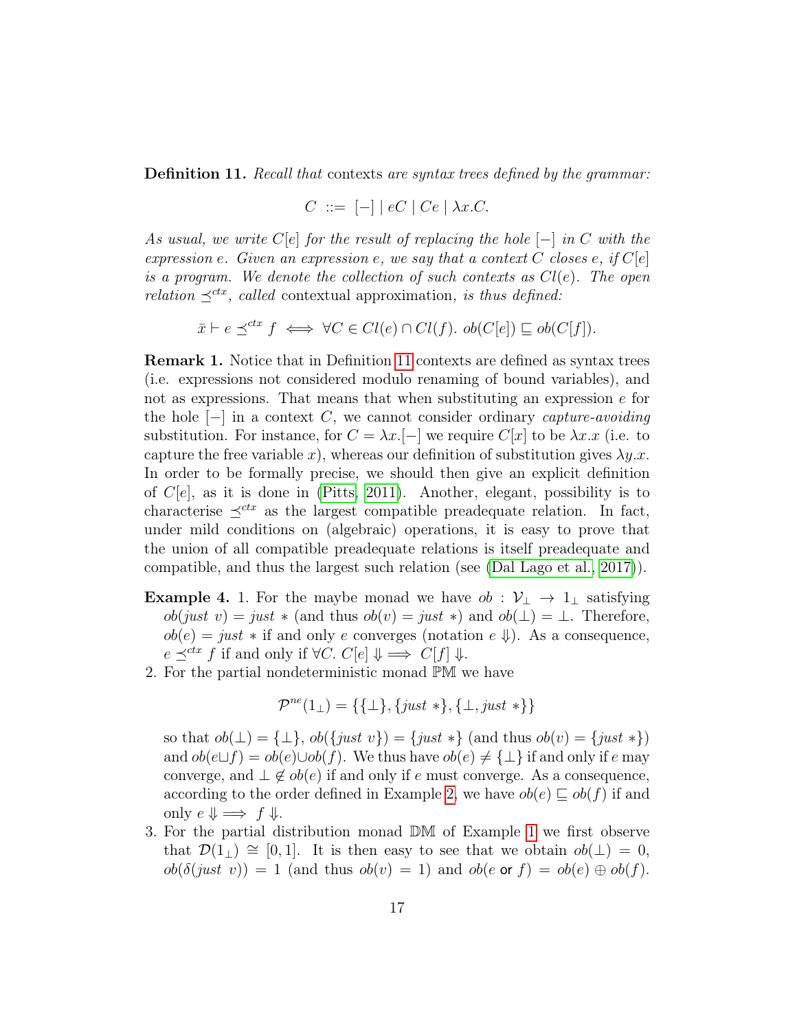**Definition 11.** *Recall that* contexts *are syntax trees defined by the grammar:*

$$C \ ::= \ [-] \mid eC \mid Ce \mid \lambda x.C.$$

*As usual, we write $C[e]$ for the result of replacing the hole $[-]$ in $C$ with the expression $e$. Given an expression $e$, we say that a context $C$ closes $e$, if $C[e]$ is a program. We denote the collection of such contexts as $Cl(e)$. The open relation $\preceq^{ctx}$, called* contextual approximation*, is thus defined:*

$$\bar{x} \vdash e \preceq^{ctx} f \iff \forall C \in Cl(e) \cap Cl(f).\ ob(C[e]) \sqsubseteq ob(C[f]).$$

**Remark 1.** Notice that in Definition 11 contexts are defined as syntax trees (i.e. expressions not considered modulo renaming of bound variables), and not as expressions. That means that when substituting an expression $e$ for the hole $[-]$ in a context $C$, we cannot consider ordinary *capture-avoiding* substitution. For instance, for $C = \lambda x.[-]$ we require $C[x]$ to be $\lambda x.x$ (i.e. to capture the free variable $x$), whereas our definition of substitution gives $\lambda y.x$. In order to be formally precise, we should then give an explicit definition of $C[e]$, as it is done in (Pitts, 2011). Another, elegant, possibility is to characterise $\preceq^{ctx}$ as the largest compatible preadequate relation. In fact, under mild conditions on (algebraic) operations, it is easy to prove that the union of all compatible preadequate relations is itself preadequate and compatible, and thus the largest such relation (see (Dal Lago et al., 2017)).

**Example 4.** 1. For the maybe monad we have $ob : \mathcal{V}_\bot \to 1_\bot$ satisfying $ob(just\ v) = just\ *$ (and thus $ob(v) = just\ *$) and $ob(\bot) = \bot$. Therefore, $ob(e) = just\ *$ if and only $e$ converges (notation $e \Downarrow$). As a consequence, $e \preceq^{ctx} f$ if and only if $\forall C.\ C[e] \Downarrow \implies C[f] \Downarrow$.

2. For the partial nondeterministic monad $\mathbb{PM}$ we have

$$\mathcal{P}^{ne}(1_\bot) = \{\{\bot\}, \{just\ *\}, \{\bot, just\ *\}\}$$

so that $ob(\bot) = \{\bot\}$, $ob(\{just\ v\}) = \{just\ *\}$ (and thus $ob(v) = \{just\ *\}$) and $ob(e \sqcup f) = ob(e) \cup ob(f)$. We thus have $ob(e) \neq \{\bot\}$ if and only if $e$ may converge, and $\bot \notin ob(e)$ if and only if $e$ must converge. As a consequence, according to the order defined in Example 2, we have $ob(e) \sqsubseteq ob(f)$ if and only $e \Downarrow \implies f \Downarrow$.

3. For the partial distribution monad $\mathbb{DM}$ of Example 1 we first observe that $\mathcal{D}(1_\bot) \cong [0, 1]$. It is then easy to see that we obtain $ob(\bot) = 0$, $ob(\delta(just\ v)) = 1$ (and thus $ob(v) = 1$) and $ob(e \text{ or } f) = ob(e) \oplus ob(f)$.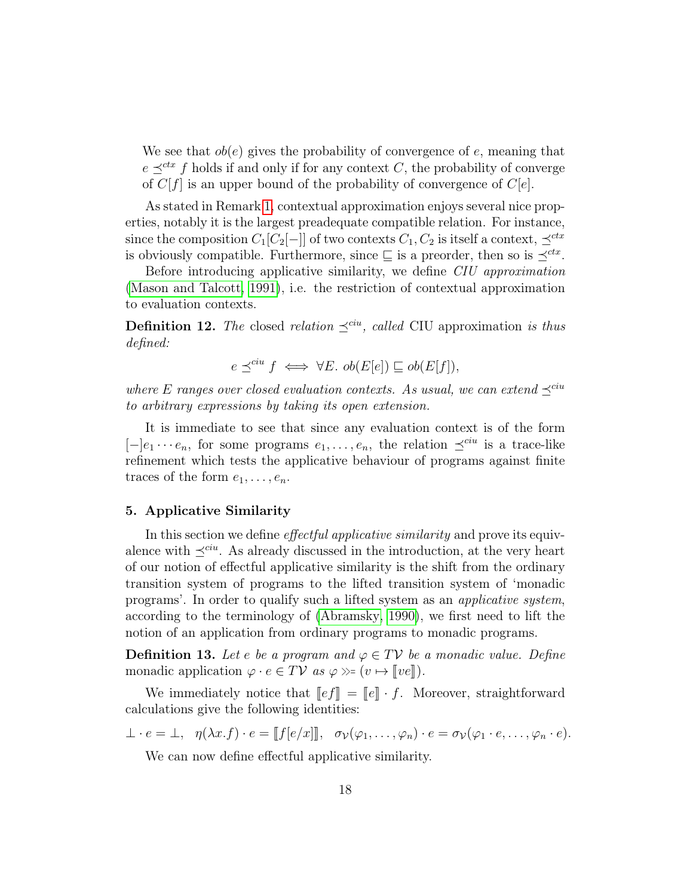We see that $ob(e)$ gives the probability of convergence of $e$, meaning that $e \preceq^{ctx} f$ holds if and only if for any context $C$, the probability of converge of $C[f]$ is an upper bound of the probability of convergence of $C[e]$.

As stated in Remark 1, contextual approximation enjoys several nice properties, notably it is the largest preadequate compatible relation. For instance, since the composition $C_1[C_2[-]]$ of two contexts $C_1, C_2$ is itself a context, $\preceq^{ctx}$ is obviously compatible. Furthermore, since $\sqsubseteq$ is a preorder, then so is $\preceq^{ctx}$.

Before introducing applicative similarity, we define *CIU approximation* (Mason and Talcott, 1991), i.e. the restriction of contextual approximation to evaluation contexts.

**Definition 12.** *The* closed *relation* $\preceq^{ciu}$*, called* CIU approximation *is thus defined:*

$$e \preceq^{ciu} f \iff \forall E.\ ob(E[e]) \sqsubseteq ob(E[f]),$$

*where $E$ ranges over closed evaluation contexts. As usual, we can extend $\preceq^{ciu}$ to arbitrary expressions by taking its open extension.*

It is immediate to see that since any evaluation context is of the form $[-]e_1 \cdots e_n$, for some programs $e_1, \ldots, e_n$, the relation $\preceq^{ciu}$ is a trace-like refinement which tests the applicative behaviour of programs against finite traces of the form $e_1, \ldots, e_n$.

## 5. Applicative Similarity

In this section we define *effectful applicative similarity* and prove its equivalence with $\preceq^{ciu}$. As already discussed in the introduction, at the very heart of our notion of effectful applicative similarity is the shift from the ordinary transition system of programs to the lifted transition system of 'monadic programs'. In order to qualify such a lifted system as an *applicative system*, according to the terminology of (Abramsky, 1990), we first need to lift the notion of an application from ordinary programs to monadic programs.

**Definition 13.** *Let $e$ be a program and $\varphi \in T\mathcal{V}$ be a monadic value. Define* monadic application $\varphi \cdot e \in T\mathcal{V}$ *as* $\varphi \gg\!= (v \mapsto [\![ve]\!])$.

We immediately notice that $[\![ef]\!] = [\![e]\!] \cdot f$. Moreover, straightforward calculations give the following identities:

$$\bot \cdot e = \bot, \quad \eta(\lambda x.f) \cdot e = [\![f[e/x]]\!], \quad \sigma_{\mathcal{V}}(\varphi_1, \ldots, \varphi_n) \cdot e = \sigma_{\mathcal{V}}(\varphi_1 \cdot e, \ldots, \varphi_n \cdot e).$$

We can now define effectful applicative similarity.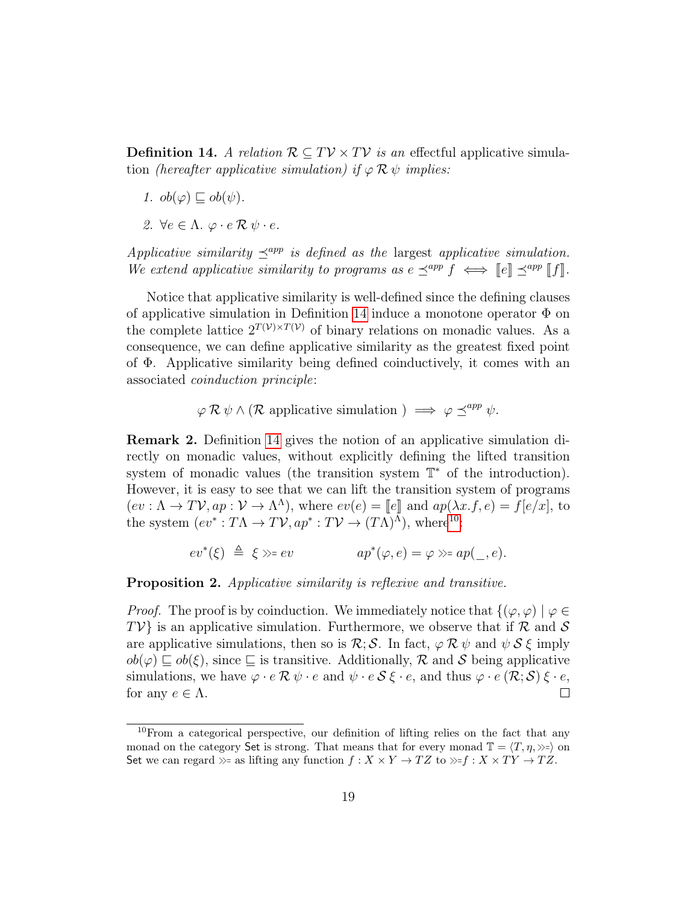**Definition 14.** *A relation $\mathcal{R} \subseteq T\mathcal{V} \times T\mathcal{V}$ is an* effectful applicative simulation *(hereafter applicative simulation) if $\varphi \,\mathcal{R}\, \psi$ implies:*

1. *$ob(\varphi) \sqsubseteq ob(\psi)$.*
2. *$\forall e \in \Lambda.\ \varphi \cdot e \,\mathcal{R}\, \psi \cdot e$.*

*Applicative similarity $\preceq^{app}$ is defined as the* largest *applicative simulation. We extend applicative similarity to programs as $e \preceq^{app} f \iff [\![e]\!] \preceq^{app} [\![f]\!]$.*

Notice that applicative similarity is well-defined since the defining clauses of applicative simulation in Definition 14 induce a monotone operator $\Phi$ on the complete lattice $2^{T(\mathcal{V}) \times T(\mathcal{V})}$ of binary relations on monadic values. As a consequence, we can define applicative similarity as the greatest fixed point of $\Phi$. Applicative similarity being defined coinductively, it comes with an associated *coinduction principle*:

$$\varphi \,\mathcal{R}\, \psi \wedge (\mathcal{R} \text{ applicative simulation }) \implies \varphi \preceq^{app} \psi.$$

**Remark 2.** Definition 14 gives the notion of an applicative simulation directly on monadic values, without explicitly defining the lifted transition system of monadic values (the transition system $\mathbb{T}^*$ of the introduction). However, it is easy to see that we can lift the transition system of programs $(ev : \Lambda \to T\mathcal{V}, ap : \mathcal{V} \to \Lambda^{\Lambda})$, where $ev(e) = [\![e]\!]$ and $ap(\lambda x.f, e) = f[e/x]$, to the system $(ev^* : T\Lambda \to T\mathcal{V}, ap^* : T\mathcal{V} \to (T\Lambda)^{\Lambda})$, where[10]:

$$ev^*(\xi) \triangleq \xi \gg\!= ev \qquad\qquad ap^*(\varphi, e) = \varphi \gg\!= ap(\_, e).$$

**Proposition 2.** *Applicative similarity is reflexive and transitive.*

*Proof.* The proof is by coinduction. We immediately notice that $\{(\varphi, \varphi) \mid \varphi \in T\mathcal{V}\}$ is an applicative simulation. Furthermore, we observe that if $\mathcal{R}$ and $\mathcal{S}$ are applicative simulations, then so is $\mathcal{R};\mathcal{S}$. In fact, $\varphi \,\mathcal{R}\, \psi$ and $\psi \,\mathcal{S}\, \xi$ imply $ob(\varphi) \sqsubseteq ob(\xi)$, since $\sqsubseteq$ is transitive. Additionally, $\mathcal{R}$ and $\mathcal{S}$ being applicative simulations, we have $\varphi \cdot e \,\mathcal{R}\, \psi \cdot e$ and $\psi \cdot e \,\mathcal{S}\, \xi \cdot e$, and thus $\varphi \cdot e \,(\mathcal{R};\mathcal{S})\, \xi \cdot e$, for any $e \in \Lambda$. $\square$

---

[10] From a categorical perspective, our definition of lifting relies on the fact that any monad on the category $\mathsf{Set}$ is strong. That means that for every monad $\mathbb{T} = \langle T, \eta, \gg\!=\rangle$ on $\mathsf{Set}$ we can regard $\gg\!=$ as lifting any function $f : X \times Y \to TZ$ to $\gg\!=f : X \times TY \to TZ$.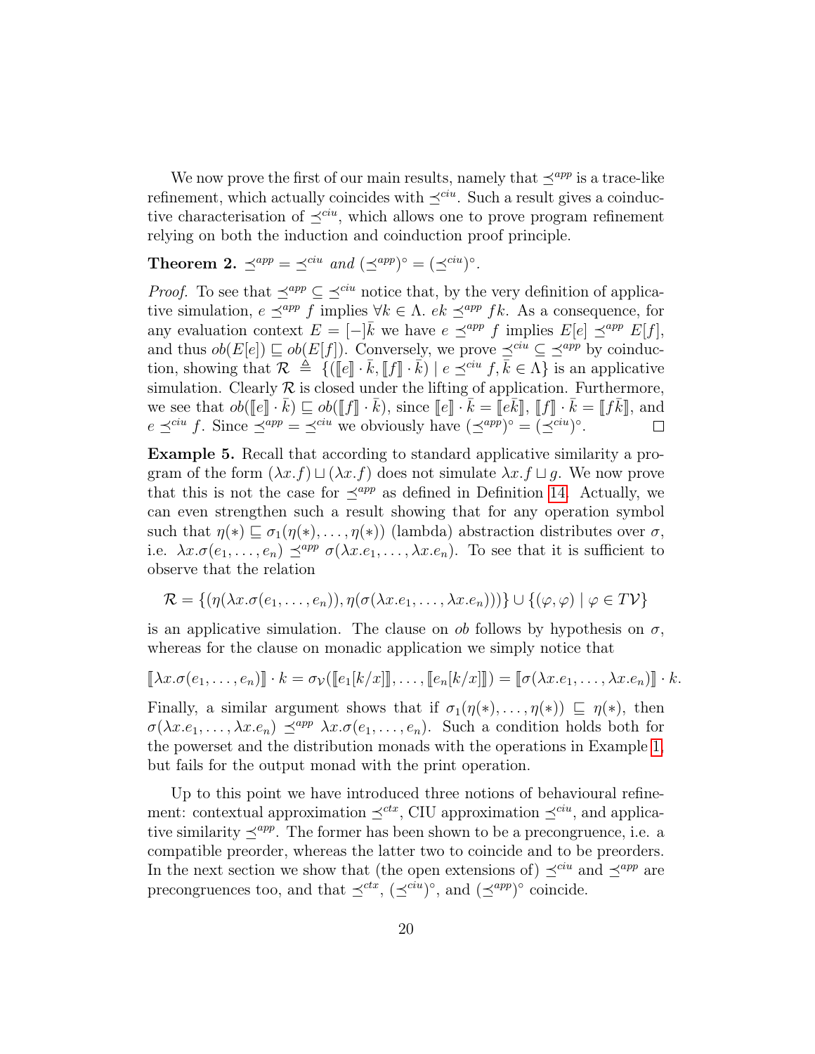We now prove the first of our main results, namely that $\preceq^{app}$ is a trace-like refinement, which actually coincides with $\preceq^{ciu}$. Such a result gives a coinductive characterisation of $\preceq^{ciu}$, which allows one to prove program refinement relying on both the induction and coinduction proof principle.

**Theorem 2.** *$\preceq^{app} = \preceq^{ciu}$ and $(\preceq^{app})^\circ = (\preceq^{ciu})^\circ$.*

*Proof.* To see that $\preceq^{app} \subseteq \preceq^{ciu}$ notice that, by the very definition of applicative simulation, $e \preceq^{app} f$ implies $\forall k \in \Lambda.\ ek \preceq^{app} fk$. As a consequence, for any evaluation context $E = [-]\bar{k}$ we have $e \preceq^{app} f$ implies $E[e] \preceq^{app} E[f]$, and thus $ob(E[e]) \sqsubseteq ob(E[f])$. Conversely, we prove $\preceq^{ciu} \subseteq \preceq^{app}$ by coinduction, showing that $\mathcal{R} \triangleq \{([\![e]\!] \cdot \bar{k}, [\![f]\!] \cdot \bar{k}) \mid e \preceq^{ciu} f, \bar{k} \in \Lambda\}$ is an applicative simulation. Clearly $\mathcal{R}$ is closed under the lifting of application. Furthermore, we see that $ob([\![e]\!] \cdot \bar{k}) \sqsubseteq ob([\![f]\!] \cdot \bar{k})$, since $[\![e]\!] \cdot \bar{k} = [\![e\bar{k}]\!]$, $[\![f]\!] \cdot \bar{k} = [\![f\bar{k}]\!]$, and $e \preceq^{ciu} f$. Since $\preceq^{app} = \preceq^{ciu}$ we obviously have $(\preceq^{app})^\circ = (\preceq^{ciu})^\circ$. $\square$

**Example 5.** Recall that according to standard applicative similarity a program of the form $(\lambda x.f) \sqcup (\lambda x.f)$ does not simulate $\lambda x.f \sqcup g$. We now prove that this is not the case for $\preceq^{app}$ as defined in Definition 14. Actually, we can even strengthen such a result showing that for any operation symbol such that $\eta(*) \sqsubseteq \sigma_1(\eta(*), \ldots, \eta(*))$ (lambda) abstraction distributes over $\sigma$, i.e. $\lambda x.\sigma(e_1, \ldots, e_n) \preceq^{app} \sigma(\lambda x.e_1, \ldots, \lambda x.e_n)$. To see that it is sufficient to observe that the relation

$$\mathcal{R} = \{(\eta(\lambda x.\sigma(e_1, \ldots, e_n)), \eta(\sigma(\lambda x.e_1, \ldots, \lambda x.e_n)))\} \cup \{(\varphi, \varphi) \mid \varphi \in T\mathcal{V}\}$$

is an applicative simulation. The clause on *ob* follows by hypothesis on $\sigma$, whereas for the clause on monadic application we simply notice that

$$[\![\lambda x.\sigma(e_1, \ldots, e_n)]\!] \cdot k = \sigma_{\mathcal{V}}([\![e_1[k/x]]\!], \ldots, [\![e_n[k/x]]\!]) = [\![\sigma(\lambda x.e_1, \ldots, \lambda x.e_n)]\!] \cdot k.$$

Finally, a similar argument shows that if $\sigma_1(\eta(*), \ldots, \eta(*)) \sqsubseteq \eta(*)$, then $\sigma(\lambda x.e_1, \ldots, \lambda x.e_n) \preceq^{app} \lambda x.\sigma(e_1, \ldots, e_n)$. Such a condition holds both for the powerset and the distribution monads with the operations in Example 1, but fails for the output monad with the print operation.

Up to this point we have introduced three notions of behavioural refinement: contextual approximation $\preceq^{ctx}$, CIU approximation $\preceq^{ciu}$, and applicative similarity $\preceq^{app}$. The former has been shown to be a precongruence, i.e. a compatible preorder, whereas the latter two to coincide and to be preorders. In the next section we show that (the open extensions of) $\preceq^{ciu}$ and $\preceq^{app}$ are precongruences too, and that $\preceq^{ctx}$, $(\preceq^{ciu})^\circ$, and $(\preceq^{app})^\circ$ coincide.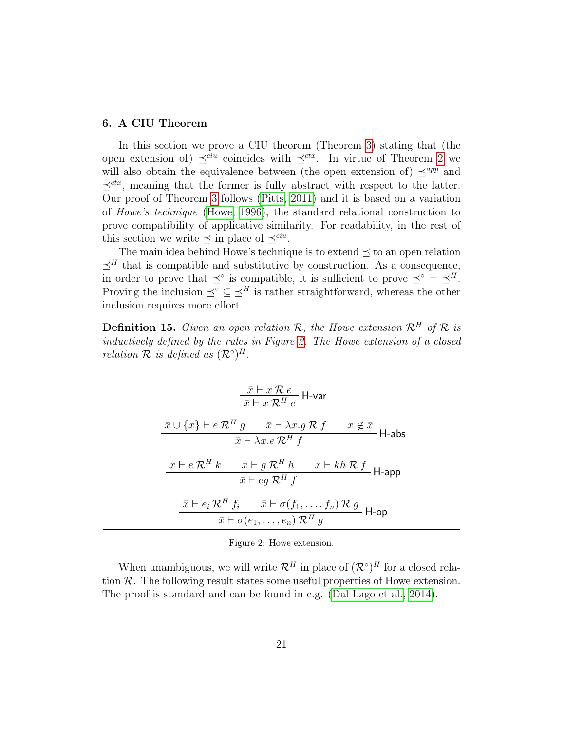## 6. A CIU Theorem

In this section we prove a CIU theorem (Theorem 3) stating that (the open extension of) $\preceq^{ciu}$ coincides with $\preceq^{ctx}$. In virtue of Theorem 2 we will also obtain the equivalence between (the open extension of) $\preceq^{app}$ and $\preceq^{ctx}$, meaning that the former is fully abstract with respect to the latter. Our proof of Theorem 3 follows (Pitts, 2011) and it is based on a variation of *Howe's technique* (Howe, 1996), the standard relational construction to prove compatibility of applicative similarity. For readability, in the rest of this section we write $\preceq$ in place of $\preceq^{ciu}$.

The main idea behind Howe's technique is to extend $\preceq$ to an open relation $\preceq^H$ that is compatible and substitutive by construction. As a consequence, in order to prove that $\preceq^\circ$ is compatible, it is sufficient to prove $\preceq^\circ = \preceq^H$. Proving the inclusion $\preceq^\circ \subseteq \preceq^H$ is rather straightforward, whereas the other inclusion requires more effort.

**Definition 15.** *Given an open relation $\mathcal{R}$, the Howe extension $\mathcal{R}^H$ of $\mathcal{R}$ is inductively defined by the rules in Figure 2. The Howe extension of a closed relation $\mathcal{R}$ is defined as $(\mathcal{R}^\circ)^H$.*

$$\frac{\bar{x} \vdash x \,\mathcal{R}\, e}{\bar{x} \vdash x \,\mathcal{R}^H\, e}\ \textsf{H-var}$$

$$\frac{\bar{x} \cup \{x\} \vdash e \,\mathcal{R}^H\, g \qquad \bar{x} \vdash \lambda x.g \,\mathcal{R}\, f \qquad x \notin \bar{x}}{\bar{x} \vdash \lambda x.e \,\mathcal{R}^H\, f}\ \textsf{H-abs}$$

$$\frac{\bar{x} \vdash e \,\mathcal{R}^H\, k \qquad \bar{x} \vdash g \,\mathcal{R}^H\, h \qquad \bar{x} \vdash kh \,\mathcal{R}\, f}{\bar{x} \vdash eg \,\mathcal{R}^H\, f}\ \textsf{H-app}$$

$$\frac{\bar{x} \vdash e_i \,\mathcal{R}^H\, f_i \qquad \bar{x} \vdash \sigma(f_1, \ldots, f_n) \,\mathcal{R}\, g}{\bar{x} \vdash \sigma(e_1, \ldots, e_n) \,\mathcal{R}^H\, g}\ \textsf{H-op}$$

Figure 2: Howe extension.

When unambiguous, we will write $\mathcal{R}^H$ in place of $(\mathcal{R}^\circ)^H$ for a closed relation $\mathcal{R}$. The following result states some useful properties of Howe extension. The proof is standard and can be found in e.g. (Dal Lago et al., 2014).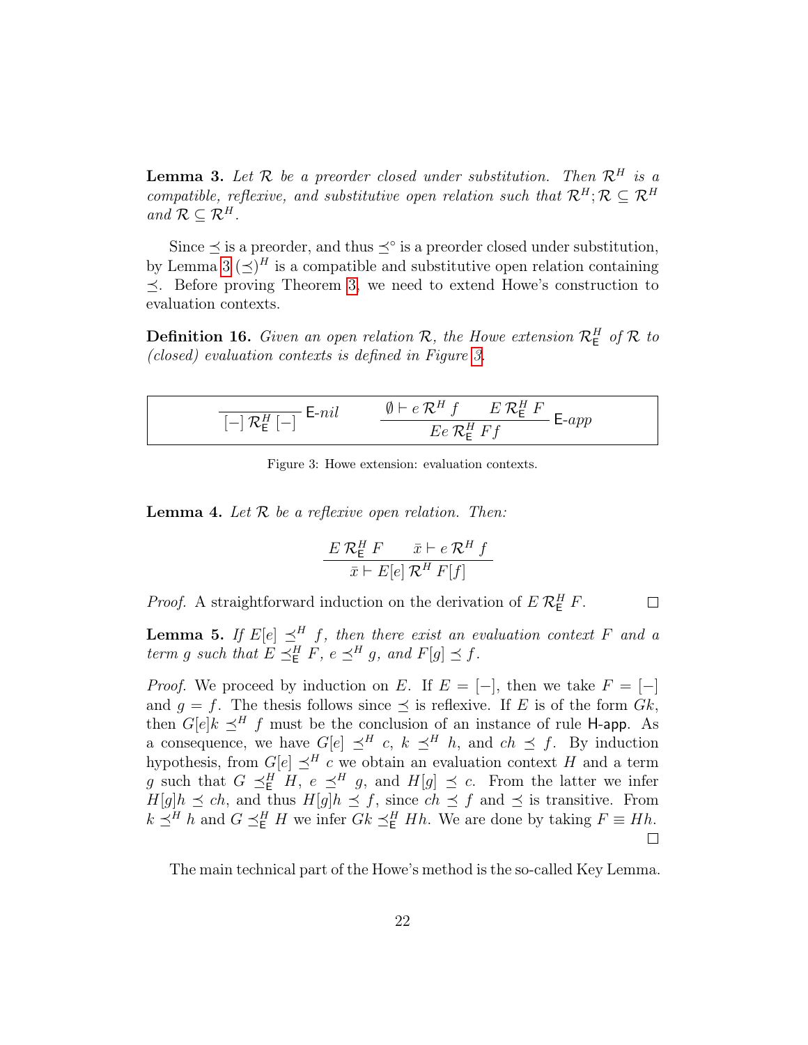**Lemma 3.** *Let $\mathcal{R}$ be a preorder closed under substitution. Then $\mathcal{R}^H$ is a compatible, reflexive, and substitutive open relation such that $\mathcal{R}^H;\mathcal{R} \subseteq \mathcal{R}^H$ and $\mathcal{R} \subseteq \mathcal{R}^H$.*

Since $\preceq$ is a preorder, and thus $\preceq^\circ$ is a preorder closed under substitution, by Lemma 3 $(\preceq)^H$ is a compatible and substitutive open relation containing $\preceq$. Before proving Theorem 3, we need to extend Howe's construction to evaluation contexts.

**Definition 16.** *Given an open relation $\mathcal{R}$, the Howe extension $\mathcal{R}^H_{\mathsf{E}}$ of $\mathcal{R}$ to (closed) evaluation contexts is defined in Figure 3.*

$$\frac{}{[-]\,\mathcal{R}^H_{\mathsf{E}}\,[-]}\ \mathsf{E}\text{-}nil \qquad \frac{\emptyset \vdash e\,\mathcal{R}^H\,f \qquad E\,\mathcal{R}^H_{\mathsf{E}}\,F}{Ee\,\mathcal{R}^H_{\mathsf{E}}\,Ff}\ \mathsf{E}\text{-}app$$

Figure 3: Howe extension: evaluation contexts.

**Lemma 4.** *Let $\mathcal{R}$ be a reflexive open relation. Then:*

$$\frac{E\,\mathcal{R}^H_{\mathsf{E}}\,F \qquad \bar{x} \vdash e\,\mathcal{R}^H\,f}{\bar{x} \vdash E[e]\,\mathcal{R}^H\,F[f]}$$

*Proof.* A straightforward induction on the derivation of $E\,\mathcal{R}^H_{\mathsf{E}}\,F$. □

**Lemma 5.** *If $E[e] \preceq^H f$, then there exist an evaluation context $F$ and a term $g$ such that $E \preceq^H_{\mathsf{E}} F$, $e \preceq^H g$, and $F[g] \preceq f$.*

*Proof.* We proceed by induction on $E$. If $E = [-]$, then we take $F = [-]$ and $g = f$. The thesis follows since $\preceq$ is reflexive. If $E$ is of the form $Gk$, then $G[e]k \preceq^H f$ must be the conclusion of an instance of rule $\mathsf{H\text{-}app}$. As a consequence, we have $G[e] \preceq^H c$, $k \preceq^H h$, and $ch \preceq f$. By induction hypothesis, from $G[e] \preceq^H c$ we obtain an evaluation context $H$ and a term $g$ such that $G \preceq^H_{\mathsf{E}} H$, $e \preceq^H g$, and $H[g] \preceq c$. From the latter we infer $H[g]h \preceq ch$, and thus $H[g]h \preceq f$, since $ch \preceq f$ and $\preceq$ is transitive. From $k \preceq^H h$ and $G \preceq^H_{\mathsf{E}} H$ we infer $Gk \preceq^H_{\mathsf{E}} Hh$. We are done by taking $F \equiv Hh$. □

The main technical part of the Howe's method is the so-called Key Lemma.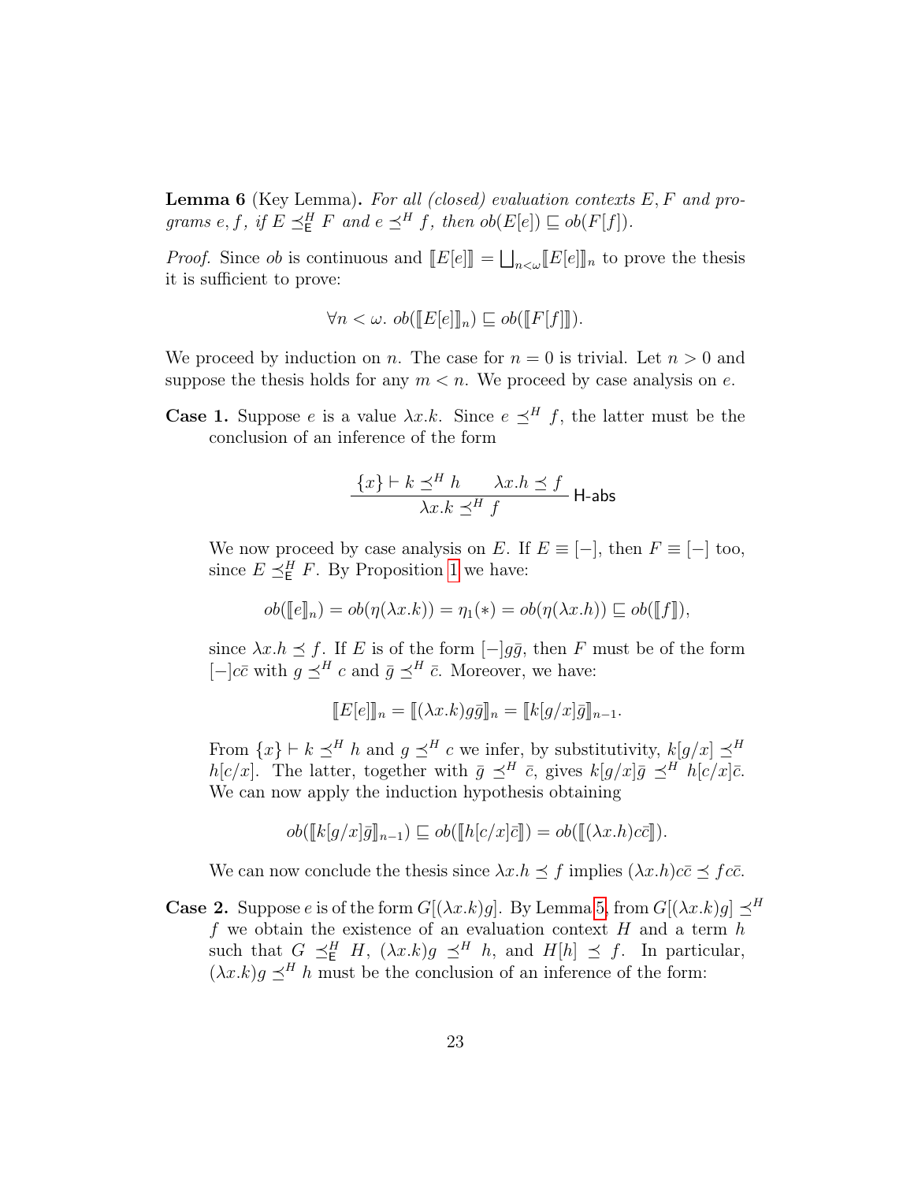**Lemma 6** (Key Lemma)**.** *For all (closed) evaluation contexts $E, F$ and programs $e, f$, if $E \preceq^H_{\mathsf{E}} F$ and $e \preceq^H f$, then $ob(E[e]) \sqsubseteq ob(F[f])$.*

*Proof.* Since $ob$ is continuous and $[\![E[e]]\!] = \bigsqcup_{n<\omega} [\![E[e]]\!]_n$ to prove the thesis it is sufficient to prove:

$$\forall n < \omega.\ ob([\![E[e]]\!]_n) \sqsubseteq ob([\![F[f]]\!]).$$

We proceed by induction on $n$. The case for $n = 0$ is trivial. Let $n > 0$ and suppose the thesis holds for any $m < n$. We proceed by case analysis on $e$.

**Case 1.** Suppose $e$ is a value $\lambda x.k$. Since $e \preceq^H f$, the latter must be the conclusion of an inference of the form

$$\frac{\{x\} \vdash k \preceq^H h \qquad \lambda x.h \preceq f}{\lambda x.k \preceq^H f}\ \mathsf{H\text{-}abs}$$

We now proceed by case analysis on $E$. If $E \equiv [-]$, then $F \equiv [-]$ too, since $E \preceq^H_{\mathsf{E}} F$. By Proposition 1 we have:

$$ob([\![e]\!]_n) = ob(\eta(\lambda x.k)) = \eta_1(*) = ob(\eta(\lambda x.h)) \sqsubseteq ob([\![f]\!]),$$

since $\lambda x.h \preceq f$. If $E$ is of the form $[-]g\bar{g}$, then $F$ must be of the form $[-]c\bar{c}$ with $g \preceq^H c$ and $\bar{g} \preceq^H \bar{c}$. Moreover, we have:

$$[\![E[e]]\!]_n = [\![(\lambda x.k)g\bar{g}]\!]_n = [\![k[g/x]\bar{g}]\!]_{n-1}.$$

From $\{x\} \vdash k \preceq^H h$ and $g \preceq^H c$ we infer, by substitutivity, $k[g/x] \preceq^H h[c/x]$. The latter, together with $\bar{g} \preceq^H \bar{c}$, gives $k[g/x]\bar{g} \preceq^H h[c/x]\bar{c}$. We can now apply the induction hypothesis obtaining

$$ob([\![k[g/x]\bar{g}]\!]_{n-1}) \sqsubseteq ob([\![h[c/x]\bar{c}]\!]) = ob([\![(\lambda x.h)c\bar{c}]\!]).$$

We can now conclude the thesis since $\lambda x.h \preceq f$ implies $(\lambda x.h)c\bar{c} \preceq f c\bar{c}$.

**Case 2.** Suppose $e$ is of the form $G[(\lambda x.k)g]$. By Lemma 5, from $G[(\lambda x.k)g] \preceq^H f$ we obtain the existence of an evaluation context $H$ and a term $h$ such that $G \preceq^H_{\mathsf{E}} H$, $(\lambda x.k)g \preceq^H h$, and $H[h] \preceq f$. In particular, $(\lambda x.k)g \preceq^H h$ must be the conclusion of an inference of the form: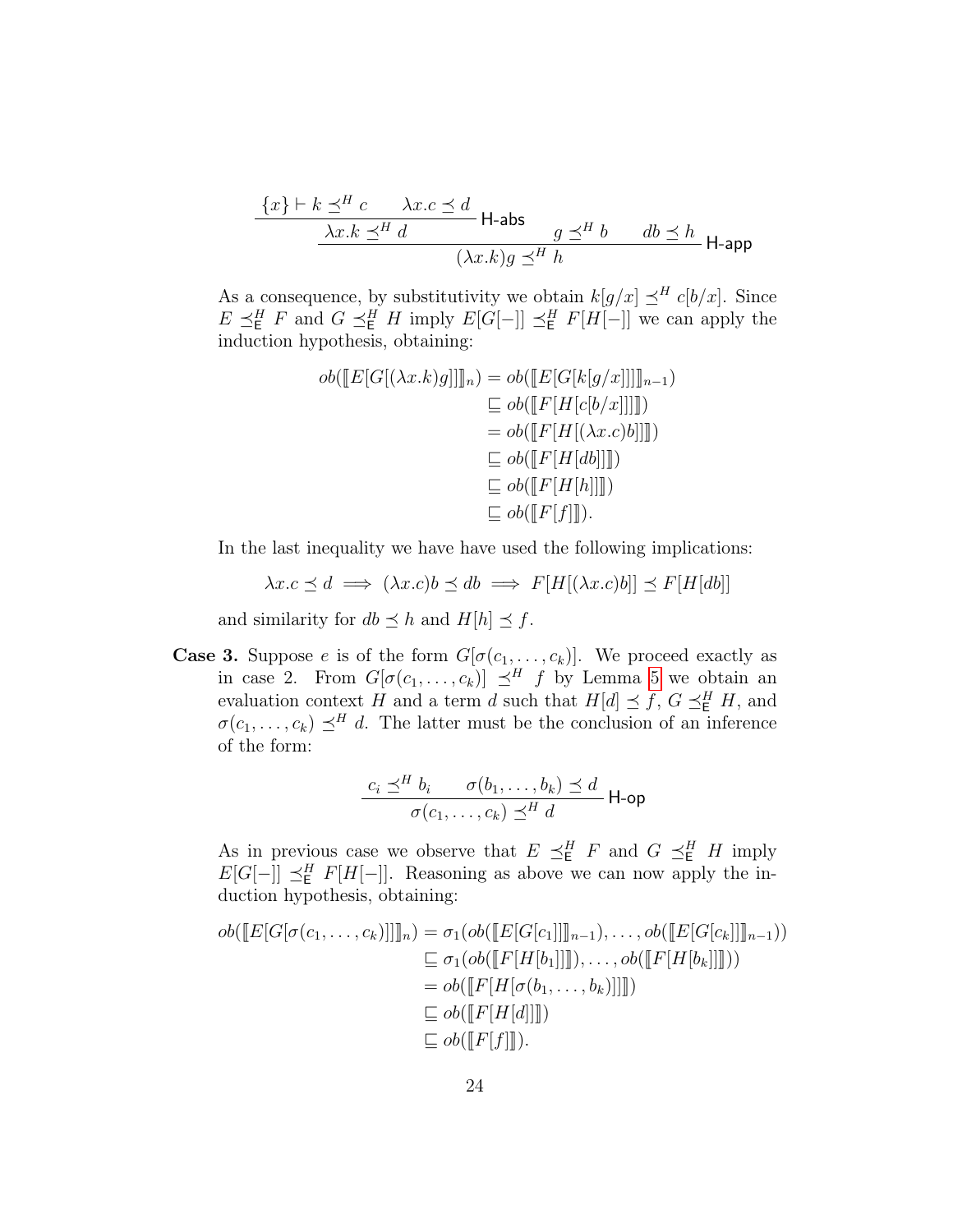$$
\dfrac{\dfrac{\{x\} \vdash k \preceq^H c \qquad \lambda x.c \preceq d}{\lambda x.k \preceq^H d}\ \textsf{H-abs} \qquad g \preceq^H b \qquad db \preceq h}{(\lambda x.k)g \preceq^H h}\ \textsf{H-app}
$$

As a consequence, by substitutivity we obtain $k[g/x] \preceq^H c[b/x]$. Since $E \preceq^H_{\mathsf{E}} F$ and $G \preceq^H_{\mathsf{E}} H$ imply $E[G[-]] \preceq^H_{\mathsf{E}} F[H[-]]$ we can apply the induction hypothesis, obtaining:

$$
\begin{aligned}
ob([\![E[G[(\lambda x.k)g]]]\!]_n) &= ob([\![E[G[k[g/x]]]]\!]_{n-1}) \\
&\sqsubseteq ob([\![F[H[c[b/x]]]]\!]) \\
&= ob([\![F[H[(\lambda x.c)b]]]\!]) \\
&\sqsubseteq ob([\![F[H[db]]]\!]) \\
&\sqsubseteq ob([\![F[H[h]]]\!]) \\
&\sqsubseteq ob([\![F[f]]\!]).
\end{aligned}
$$

In the last inequality we have have used the following implications:

$$
\lambda x.c \preceq d \implies (\lambda x.c)b \preceq db \implies F[H[(\lambda x.c)b]] \preceq F[H[db]]
$$

and similarity for $db \preceq h$ and $H[h] \preceq f$.

**Case 3.** Suppose $e$ is of the form $G[\sigma(c_1, \ldots, c_k)]$. We proceed exactly as in case 2. From $G[\sigma(c_1, \ldots, c_k)] \preceq^H f$ by Lemma 5 we obtain an evaluation context $H$ and a term $d$ such that $H[d] \preceq f$, $G \preceq^H_{\mathsf{E}} H$, and $\sigma(c_1, \ldots, c_k) \preceq^H d$. The latter must be the conclusion of an inference of the form:

$$
\dfrac{c_i \preceq^H b_i \qquad \sigma(b_1, \ldots, b_k) \preceq d}{\sigma(c_1, \ldots, c_k) \preceq^H d}\ \textsf{H-op}
$$

As in previous case we observe that $E \preceq^H_{\mathsf{E}} F$ and $G \preceq^H_{\mathsf{E}} H$ imply $E[G[-]] \preceq^H_{\mathsf{E}} F[H[-]]$. Reasoning as above we can now apply the induction hypothesis, obtaining:

$$
\begin{aligned}
ob([\![E[G[\sigma(c_1, \ldots, c_k)]]]\!]_n) &= \sigma_1(ob([\![E[G[c_1]]]\!]_{n-1}), \ldots, ob([\![E[G[c_k]]]\!]_{n-1})) \\
&\sqsubseteq \sigma_1(ob([\![F[H[b_1]]]\!]), \ldots, ob([\![F[H[b_k]]]\!])) \\
&= ob([\![F[H[\sigma(b_1, \ldots, b_k)]]]\!]) \\
&\sqsubseteq ob([\![F[H[d]]]\!]) \\
&\sqsubseteq ob([\![F[f]]\!]).
\end{aligned}
$$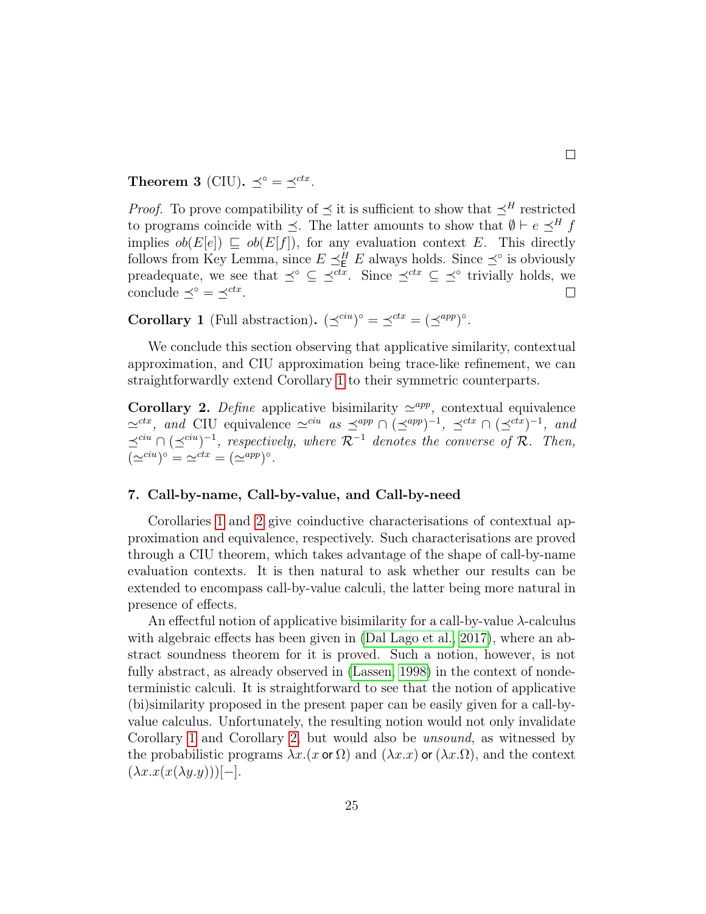□

**Theorem 3** (CIU)**.** $\preceq^\circ = \preceq^{ctx}$.

*Proof.* To prove compatibility of $\preceq$ it is sufficient to show that $\preceq^H$ restricted to programs coincide with $\preceq$. The latter amounts to show that $\emptyset \vdash e \preceq^H f$ implies $ob(E[e]) \sqsubseteq ob(E[f])$, for any evaluation context $E$. This directly follows from Key Lemma, since $E \preceq^H_{\mathsf{E}} E$ always holds. Since $\preceq^\circ$ is obviously preadequate, we see that $\preceq^\circ \subseteq \preceq^{ctx}$. Since $\preceq^{ctx} \subseteq \preceq^\circ$ trivially holds, we conclude $\preceq^\circ = \preceq^{ctx}$. □

**Corollary 1** (Full abstraction)**.** $(\preceq^{ciu})^\circ = \preceq^{ctx} = (\preceq^{app})^\circ$.

We conclude this section observing that applicative similarity, contextual approximation, and CIU approximation being trace-like refinement, we can straightforwardly extend Corollary 1 to their symmetric counterparts.

**Corollary 2.** *Define* applicative bisimilarity $\simeq^{app}$*,* contextual equivalence $\simeq^{ctx}$*, and* CIU equivalence $\simeq^{ciu}$ *as* $\preceq^{app} \cap (\preceq^{app})^{-1}$*,* $\preceq^{ctx} \cap (\preceq^{ctx})^{-1}$*, and* $\preceq^{ciu} \cap (\preceq^{ciu})^{-1}$*, respectively, where* $\mathcal{R}^{-1}$ *denotes the converse of* $\mathcal{R}$*. Then,* $(\simeq^{ciu})^\circ = \simeq^{ctx} = (\simeq^{app})^\circ$.

## 7. Call-by-name, Call-by-value, and Call-by-need

Corollaries 1 and 2 give coinductive characterisations of contextual approximation and equivalence, respectively. Such characterisations are proved through a CIU theorem, which takes advantage of the shape of call-by-name evaluation contexts. It is then natural to ask whether our results can be extended to encompass call-by-value calculi, the latter being more natural in presence of effects.

An effectful notion of applicative bisimilarity for a call-by-value $\lambda$-calculus with algebraic effects has been given in (Dal Lago et al., 2017), where an abstract soundness theorem for it is proved. Such a notion, however, is not fully abstract, as already observed in (Lassen, 1998) in the context of nondeterministic calculi. It is straightforward to see that the notion of applicative (bi)similarity proposed in the present paper can be easily given for a call-by-value calculus. Unfortunately, the resulting notion would not only invalidate Corollary 1 and Corollary 2, but would also be *unsound*, as witnessed by the probabilistic programs $\lambda x.(x \text{ or } \Omega)$ and $(\lambda x.x) \text{ or } (\lambda x.\Omega)$, and the context $(\lambda x.x(x(\lambda y.y)))[-]$.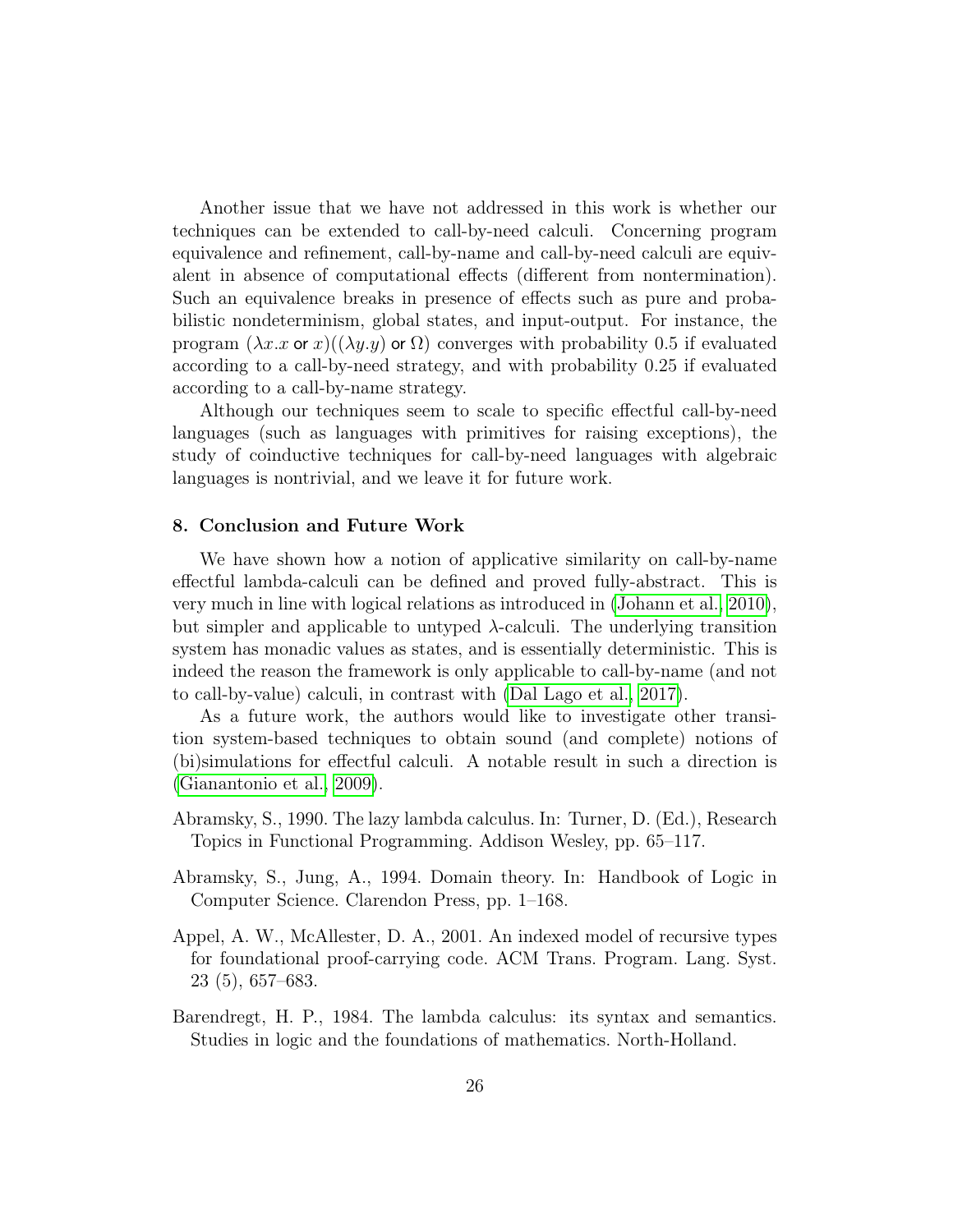Another issue that we have not addressed in this work is whether our techniques can be extended to call-by-need calculi. Concerning program equivalence and refinement, call-by-name and call-by-need calculi are equivalent in absence of computational effects (different from nontermination). Such an equivalence breaks in presence of effects such as pure and probabilistic nondeterminism, global states, and input-output. For instance, the program $(\lambda x.x \textsf{ or } x)((\lambda y.y) \textsf{ or } \Omega)$ converges with probability 0.5 if evaluated according to a call-by-need strategy, and with probability 0.25 if evaluated according to a call-by-name strategy.

Although our techniques seem to scale to specific effectful call-by-need languages (such as languages with primitives for raising exceptions), the study of coinductive techniques for call-by-need languages with algebraic languages is nontrivial, and we leave it for future work.

## 8. Conclusion and Future Work

We have shown how a notion of applicative similarity on call-by-name effectful lambda-calculi can be defined and proved fully-abstract. This is very much in line with logical relations as introduced in (Johann et al., 2010), but simpler and applicable to untyped $\lambda$-calculi. The underlying transition system has monadic values as states, and is essentially deterministic. This is indeed the reason the framework is only applicable to call-by-name (and not to call-by-value) calculi, in contrast with (Dal Lago et al., 2017).

As a future work, the authors would like to investigate other transition system-based techniques to obtain sound (and complete) notions of (bi)simulations for effectful calculi. A notable result in such a direction is (Gianantonio et al., 2009).

Abramsky, S., 1990. The lazy lambda calculus. In: Turner, D. (Ed.), Research Topics in Functional Programming. Addison Wesley, pp. 65–117.

Abramsky, S., Jung, A., 1994. Domain theory. In: Handbook of Logic in Computer Science. Clarendon Press, pp. 1–168.

Appel, A. W., McAllester, D. A., 2001. An indexed model of recursive types for foundational proof-carrying code. ACM Trans. Program. Lang. Syst. 23 (5), 657–683.

Barendregt, H. P., 1984. The lambda calculus: its syntax and semantics. Studies in logic and the foundations of mathematics. North-Holland.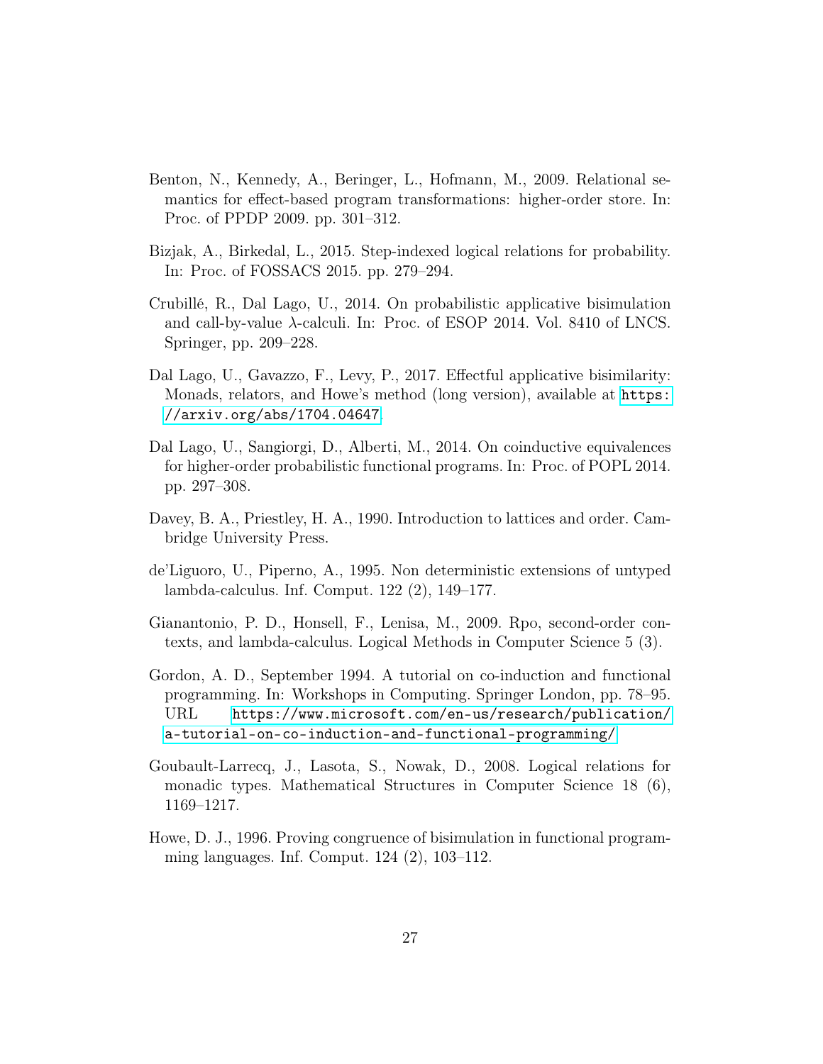Benton, N., Kennedy, A., Beringer, L., Hofmann, M., 2009. Relational semantics for effect-based program transformations: higher-order store. In: Proc. of PPDP 2009. pp. 301–312.

Bizjak, A., Birkedal, L., 2015. Step-indexed logical relations for probability. In: Proc. of FOSSACS 2015. pp. 279–294.

Crubillé, R., Dal Lago, U., 2014. On probabilistic applicative bisimulation and call-by-value $\lambda$-calculi. In: Proc. of ESOP 2014. Vol. 8410 of LNCS. Springer, pp. 209–228.

Dal Lago, U., Gavazzo, F., Levy, P., 2017. Effectful applicative bisimilarity: Monads, relators, and Howe's method (long version), available at https://arxiv.org/abs/1704.04647.

Dal Lago, U., Sangiorgi, D., Alberti, M., 2014. On coinductive equivalences for higher-order probabilistic functional programs. In: Proc. of POPL 2014. pp. 297–308.

Davey, B. A., Priestley, H. A., 1990. Introduction to lattices and order. Cambridge University Press.

de'Liguoro, U., Piperno, A., 1995. Non deterministic extensions of untyped lambda-calculus. Inf. Comput. 122 (2), 149–177.

Gianantonio, P. D., Honsell, F., Lenisa, M., 2009. Rpo, second-order contexts, and lambda-calculus. Logical Methods in Computer Science 5 (3).

Gordon, A. D., September 1994. A tutorial on co-induction and functional programming. In: Workshops in Computing. Springer London, pp. 78–95. URL https://www.microsoft.com/en-us/research/publication/a-tutorial-on-co-induction-and-functional-programming/

Goubault-Larrecq, J., Lasota, S., Nowak, D., 2008. Logical relations for monadic types. Mathematical Structures in Computer Science 18 (6), 1169–1217.

Howe, D. J., 1996. Proving congruence of bisimulation in functional programming languages. Inf. Comput. 124 (2), 103–112.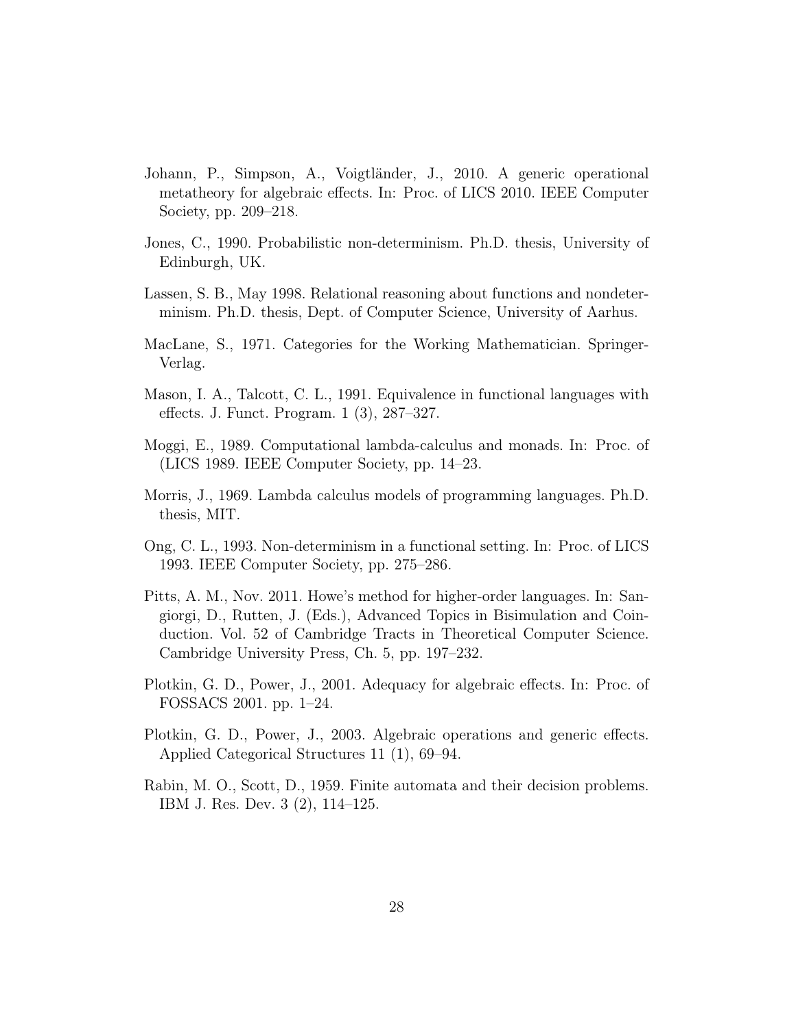Johann, P., Simpson, A., Voigtländer, J., 2010. A generic operational metatheory for algebraic effects. In: Proc. of LICS 2010. IEEE Computer Society, pp. 209–218.

Jones, C., 1990. Probabilistic non-determinism. Ph.D. thesis, University of Edinburgh, UK.

Lassen, S. B., May 1998. Relational reasoning about functions and nondeterminism. Ph.D. thesis, Dept. of Computer Science, University of Aarhus.

MacLane, S., 1971. Categories for the Working Mathematician. Springer-Verlag.

Mason, I. A., Talcott, C. L., 1991. Equivalence in functional languages with effects. J. Funct. Program. 1 (3), 287–327.

Moggi, E., 1989. Computational lambda-calculus and monads. In: Proc. of (LICS 1989. IEEE Computer Society, pp. 14–23.

Morris, J., 1969. Lambda calculus models of programming languages. Ph.D. thesis, MIT.

Ong, C. L., 1993. Non-determinism in a functional setting. In: Proc. of LICS 1993. IEEE Computer Society, pp. 275–286.

Pitts, A. M., Nov. 2011. Howe's method for higher-order languages. In: Sangiorgi, D., Rutten, J. (Eds.), Advanced Topics in Bisimulation and Coinduction. Vol. 52 of Cambridge Tracts in Theoretical Computer Science. Cambridge University Press, Ch. 5, pp. 197–232.

Plotkin, G. D., Power, J., 2001. Adequacy for algebraic effects. In: Proc. of FOSSACS 2001. pp. 1–24.

Plotkin, G. D., Power, J., 2003. Algebraic operations and generic effects. Applied Categorical Structures 11 (1), 69–94.

Rabin, M. O., Scott, D., 1959. Finite automata and their decision problems. IBM J. Res. Dev. 3 (2), 114–125.